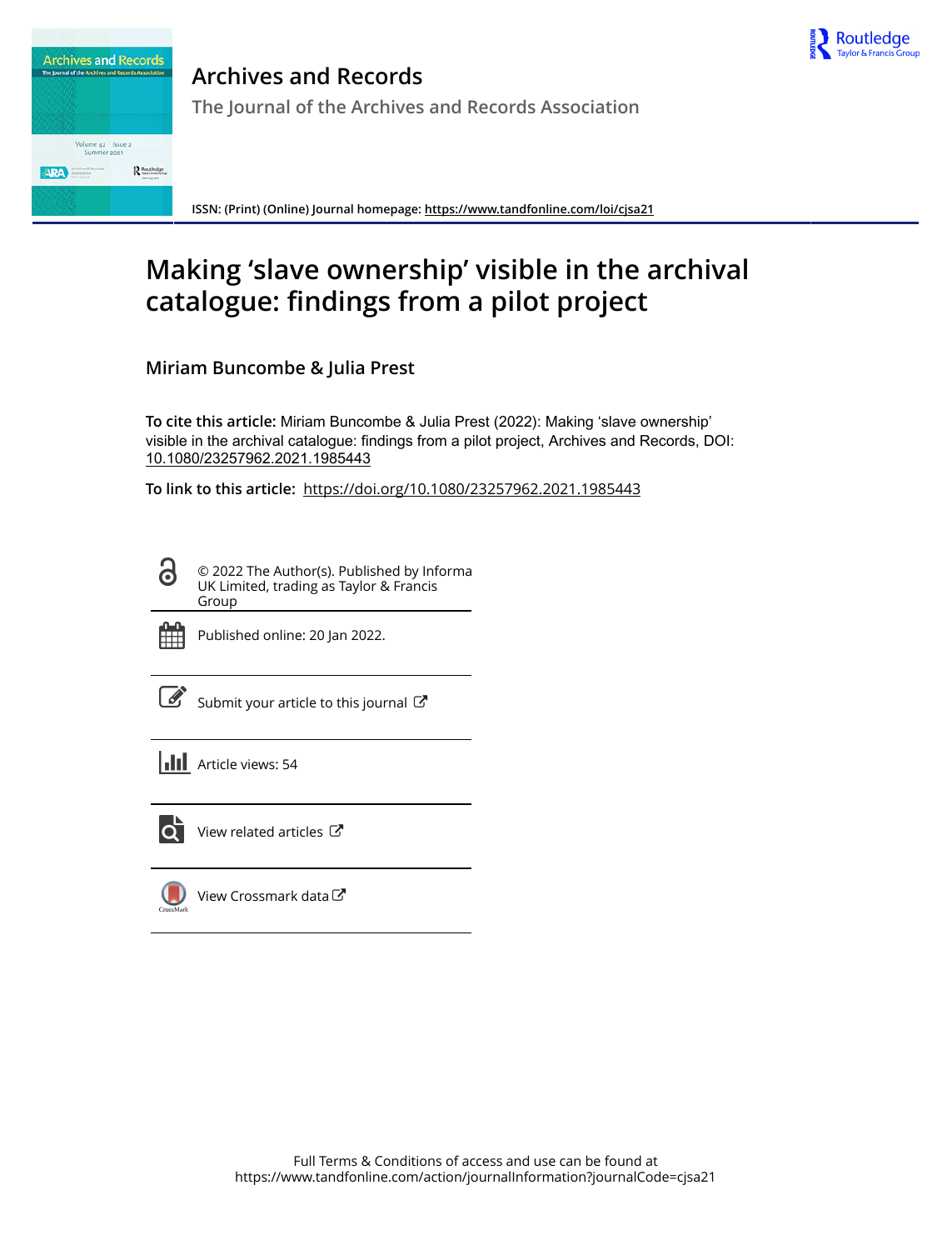**Archives and Records**

**The Journal of the Archives and Records Association**

ISSN: (Print) (Online) Journal homepage: https://www.tandfonline.com/loi/cjsa21

# Making 'slave ownership' visible in the archival catalogue: findings from a pilot project

**Miriam Buncombe & Julia Prest**

**To cite this article:** Miriam Buncombe & Julia Prest (2022): Making 'slave ownership' visible in the archival catalogue: findings from a pilot project, Archives and Records, DOI: 10.1080/23257962.2021.1985443

**To link to this article:** https://doi.org/10.1080/23257962.2021.1985443

© 2022 The Author(s). Published by Informa UK Limited, trading as Taylor & Francis Group

Published online: 20 Jan 2022.

Submit your article to this journal

Article views: 54

View related articles

View Crossmark data

Full Terms & Conditions of access and use can be found at https://www.tandfonline.com/action/journalInformation?journalCode=cjsa21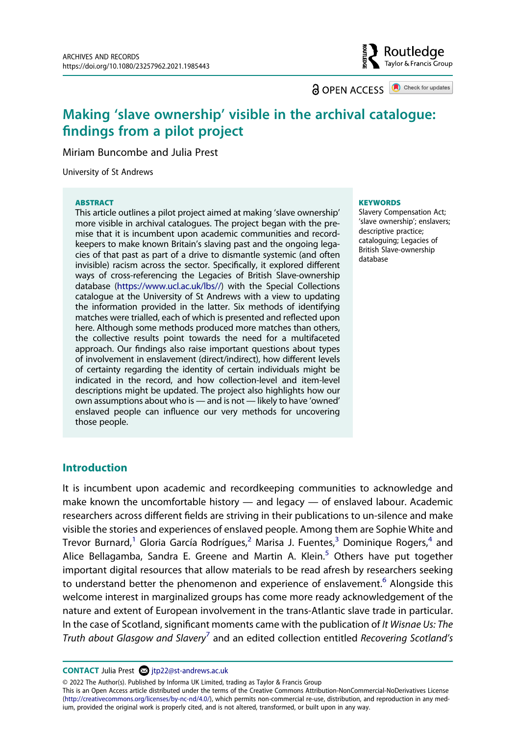# Making 'slave ownership' visible in the archival catalogue: findings from a pilot project

Miriam Buncombe and Julia Prest

University of St Andrews

**ABSTRACT**

This article outlines a pilot project aimed at making 'slave ownership' more visible in archival catalogues. The project began with the premise that it is incumbent upon academic communities and recordkeepers to make known Britain's slaving past and the ongoing legacies of that past as part of a drive to dismantle systemic (and often invisible) racism across the sector. Specifically, it explored different ways of cross-referencing the Legacies of British Slave-ownership database (https://www.ucl.ac.uk/lbs//) with the Special Collections catalogue at the University of St Andrews with a view to updating the information provided in the latter. Six methods of identifying matches were trialled, each of which is presented and reflected upon here. Although some methods produced more matches than others, the collective results point towards the need for a multifaceted approach. Our findings also raise important questions about types of involvement in enslavement (direct/indirect), how different levels of certainty regarding the identity of certain individuals might be indicated in the record, and how collection-level and item-level descriptions might be updated. The project also highlights how our own assumptions about who is — and is not — likely to have 'owned' enslaved people can influence our very methods for uncovering those people.

**KEYWORDS**

Slavery Compensation Act; 'slave ownership'; enslavers; descriptive practice; cataloguing; Legacies of British Slave-ownership database

## Introduction

It is incumbent upon academic and recordkeeping communities to acknowledge and make known the uncomfortable history — and legacy — of enslaved labour. Academic researchers across different fields are striving in their publications to un-silence and make visible the stories and experiences of enslaved people. Among them are Sophie White and Trevor Burnard,[1] Gloria García Rodrígues,[2] Marisa J. Fuentes,[3] Dominique Rogers,[4] and Alice Bellagamba, Sandra E. Greene and Martin A. Klein.[5] Others have put together important digital resources that allow materials to be read afresh by researchers seeking to understand better the phenomenon and experience of enslavement.[6] Alongside this welcome interest in marginalized groups has come more ready acknowledgement of the nature and extent of European involvement in the trans-Atlantic slave trade in particular. In the case of Scotland, significant moments came with the publication of *It Wisnae Us: The Truth about Glasgow and Slavery*[7] and an edited collection entitled *Recovering Scotland's*

**CONTACT** Julia Prest jtp22@st-andrews.ac.uk

© 2022 The Author(s). Published by Informa UK Limited, trading as Taylor & Francis Group
This is an Open Access article distributed under the terms of the Creative Commons Attribution-NonCommercial-NoDerivatives License (http://creativecommons.org/licenses/by-nc-nd/4.0/), which permits non-commercial re-use, distribution, and reproduction in any medium, provided the original work is properly cited, and is not altered, transformed, or built upon in any way.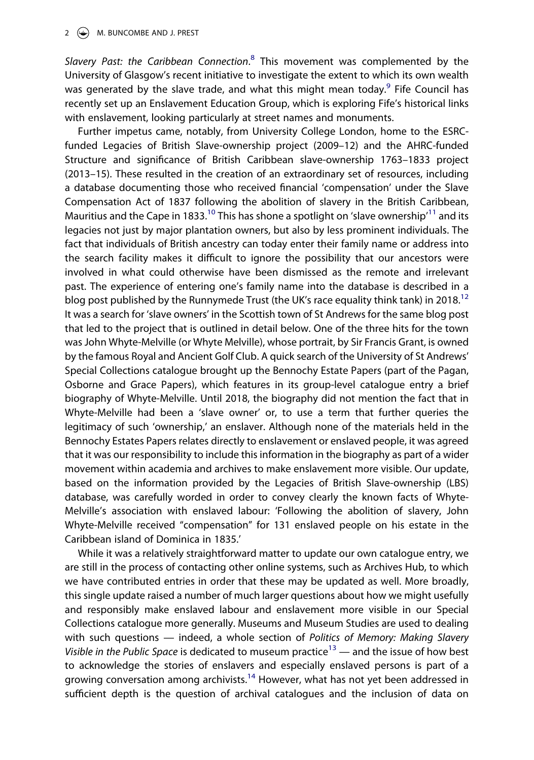*Slavery Past: the Caribbean Connection*.[8] This movement was complemented by the University of Glasgow's recent initiative to investigate the extent to which its own wealth was generated by the slave trade, and what this might mean today.[9] Fife Council has recently set up an Enslavement Education Group, which is exploring Fife's historical links with enslavement, looking particularly at street names and monuments.

Further impetus came, notably, from University College London, home to the ESRC-funded Legacies of British Slave-ownership project (2009–12) and the AHRC-funded Structure and significance of British Caribbean slave-ownership 1763–1833 project (2013–15). These resulted in the creation of an extraordinary set of resources, including a database documenting those who received financial 'compensation' under the Slave Compensation Act of 1837 following the abolition of slavery in the British Caribbean, Mauritius and the Cape in 1833.[10] This has shone a spotlight on 'slave ownership'[11] and its legacies not just by major plantation owners, but also by less prominent individuals. The fact that individuals of British ancestry can today enter their family name or address into the search facility makes it difficult to ignore the possibility that our ancestors were involved in what could otherwise have been dismissed as the remote and irrelevant past. The experience of entering one's family name into the database is described in a blog post published by the Runnymede Trust (the UK's race equality think tank) in 2018.[12] It was a search for 'slave owners' in the Scottish town of St Andrews for the same blog post that led to the project that is outlined in detail below. One of the three hits for the town was John Whyte-Melville (or Whyte Melville), whose portrait, by Sir Francis Grant, is owned by the famous Royal and Ancient Golf Club. A quick search of the University of St Andrews' Special Collections catalogue brought up the Bennochy Estate Papers (part of the Pagan, Osborne and Grace Papers), which features in its group-level catalogue entry a brief biography of Whyte-Melville. Until 2018, the biography did not mention the fact that in Whyte-Melville had been a 'slave owner' or, to use a term that further queries the legitimacy of such 'ownership,' an enslaver. Although none of the materials held in the Bennochy Estates Papers relates directly to enslavement or enslaved people, it was agreed that it was our responsibility to include this information in the biography as part of a wider movement within academia and archives to make enslavement more visible. Our update, based on the information provided by the Legacies of British Slave-ownership (LBS) database, was carefully worded in order to convey clearly the known facts of Whyte-Melville's association with enslaved labour: 'Following the abolition of slavery, John Whyte-Melville received "compensation" for 131 enslaved people on his estate in the Caribbean island of Dominica in 1835.'

While it was a relatively straightforward matter to update our own catalogue entry, we are still in the process of contacting other online systems, such as Archives Hub, to which we have contributed entries in order that these may be updated as well. More broadly, this single update raised a number of much larger questions about how we might usefully and responsibly make enslaved labour and enslavement more visible in our Special Collections catalogue more generally. Museums and Museum Studies are used to dealing with such questions — indeed, a whole section of *Politics of Memory: Making Slavery Visible in the Public Space* is dedicated to museum practice[13] — and the issue of how best to acknowledge the stories of enslavers and especially enslaved persons is part of a growing conversation among archivists.[14] However, what has not yet been addressed in sufficient depth is the question of archival catalogues and the inclusion of data on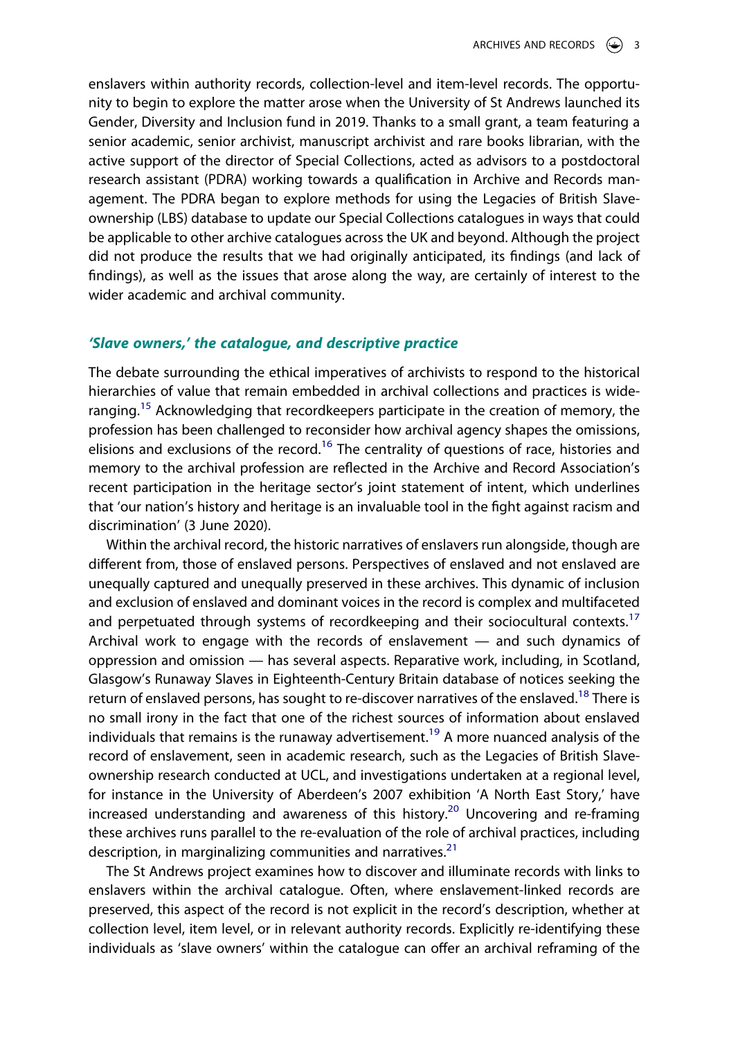enslavers within authority records, collection-level and item-level records. The opportunity to begin to explore the matter arose when the University of St Andrews launched its Gender, Diversity and Inclusion fund in 2019. Thanks to a small grant, a team featuring a senior academic, senior archivist, manuscript archivist and rare books librarian, with the active support of the director of Special Collections, acted as advisors to a postdoctoral research assistant (PDRA) working towards a qualification in Archive and Records management. The PDRA began to explore methods for using the Legacies of British Slave-ownership (LBS) database to update our Special Collections catalogues in ways that could be applicable to other archive catalogues across the UK and beyond. Although the project did not produce the results that we had originally anticipated, its findings (and lack of findings), as well as the issues that arose along the way, are certainly of interest to the wider academic and archival community.

## *'Slave owners,' the catalogue, and descriptive practice*

The debate surrounding the ethical imperatives of archivists to respond to the historical hierarchies of value that remain embedded in archival collections and practices is wide-ranging.[15] Acknowledging that recordkeepers participate in the creation of memory, the profession has been challenged to reconsider how archival agency shapes the omissions, elisions and exclusions of the record.[16] The centrality of questions of race, histories and memory to the archival profession are reflected in the Archive and Record Association's recent participation in the heritage sector's joint statement of intent, which underlines that 'our nation's history and heritage is an invaluable tool in the fight against racism and discrimination' (3 June 2020).

Within the archival record, the historic narratives of enslavers run alongside, though are different from, those of enslaved persons. Perspectives of enslaved and not enslaved are unequally captured and unequally preserved in these archives. This dynamic of inclusion and exclusion of enslaved and dominant voices in the record is complex and multifaceted and perpetuated through systems of recordkeeping and their sociocultural contexts.[17] Archival work to engage with the records of enslavement — and such dynamics of oppression and omission — has several aspects. Reparative work, including, in Scotland, Glasgow's Runaway Slaves in Eighteenth-Century Britain database of notices seeking the return of enslaved persons, has sought to re-discover narratives of the enslaved.[18] There is no small irony in the fact that one of the richest sources of information about enslaved individuals that remains is the runaway advertisement.[19] A more nuanced analysis of the record of enslavement, seen in academic research, such as the Legacies of British Slave-ownership research conducted at UCL, and investigations undertaken at a regional level, for instance in the University of Aberdeen's 2007 exhibition 'A North East Story,' have increased understanding and awareness of this history.[20] Uncovering and re-framing these archives runs parallel to the re-evaluation of the role of archival practices, including description, in marginalizing communities and narratives.[21]

The St Andrews project examines how to discover and illuminate records with links to enslavers within the archival catalogue. Often, where enslavement-linked records are preserved, this aspect of the record is not explicit in the record's description, whether at collection level, item level, or in relevant authority records. Explicitly re-identifying these individuals as 'slave owners' within the catalogue can offer an archival reframing of the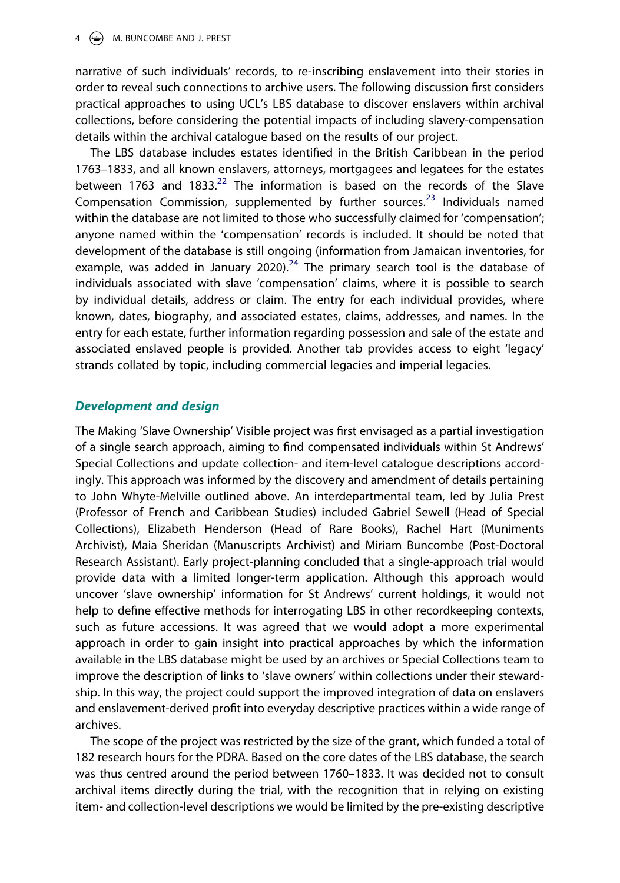narrative of such individuals' records, to re-inscribing enslavement into their stories in order to reveal such connections to archive users. The following discussion first considers practical approaches to using UCL's LBS database to discover enslavers within archival collections, before considering the potential impacts of including slavery-compensation details within the archival catalogue based on the results of our project.

The LBS database includes estates identified in the British Caribbean in the period 1763–1833, and all known enslavers, attorneys, mortgagees and legatees for the estates between 1763 and 1833.[22] The information is based on the records of the Slave Compensation Commission, supplemented by further sources.[23] Individuals named within the database are not limited to those who successfully claimed for 'compensation'; anyone named within the 'compensation' records is included. It should be noted that development of the database is still ongoing (information from Jamaican inventories, for example, was added in January 2020).[24] The primary search tool is the database of individuals associated with slave 'compensation' claims, where it is possible to search by individual details, address or claim. The entry for each individual provides, where known, dates, biography, and associated estates, claims, addresses, and names. In the entry for each estate, further information regarding possession and sale of the estate and associated enslaved people is provided. Another tab provides access to eight 'legacy' strands collated by topic, including commercial legacies and imperial legacies.

## *Development and design*

The Making 'Slave Ownership' Visible project was first envisaged as a partial investigation of a single search approach, aiming to find compensated individuals within St Andrews' Special Collections and update collection- and item-level catalogue descriptions accordingly. This approach was informed by the discovery and amendment of details pertaining to John Whyte-Melville outlined above. An interdepartmental team, led by Julia Prest (Professor of French and Caribbean Studies) included Gabriel Sewell (Head of Special Collections), Elizabeth Henderson (Head of Rare Books), Rachel Hart (Muniments Archivist), Maia Sheridan (Manuscripts Archivist) and Miriam Buncombe (Post-Doctoral Research Assistant). Early project-planning concluded that a single-approach trial would provide data with a limited longer-term application. Although this approach would uncover 'slave ownership' information for St Andrews' current holdings, it would not help to define effective methods for interrogating LBS in other recordkeeping contexts, such as future accessions. It was agreed that we would adopt a more experimental approach in order to gain insight into practical approaches by which the information available in the LBS database might be used by an archives or Special Collections team to improve the description of links to 'slave owners' within collections under their stewardship. In this way, the project could support the improved integration of data on enslavers and enslavement-derived profit into everyday descriptive practices within a wide range of archives.

The scope of the project was restricted by the size of the grant, which funded a total of 182 research hours for the PDRA. Based on the core dates of the LBS database, the search was thus centred around the period between 1760–1833. It was decided not to consult archival items directly during the trial, with the recognition that in relying on existing item- and collection-level descriptions we would be limited by the pre-existing descriptive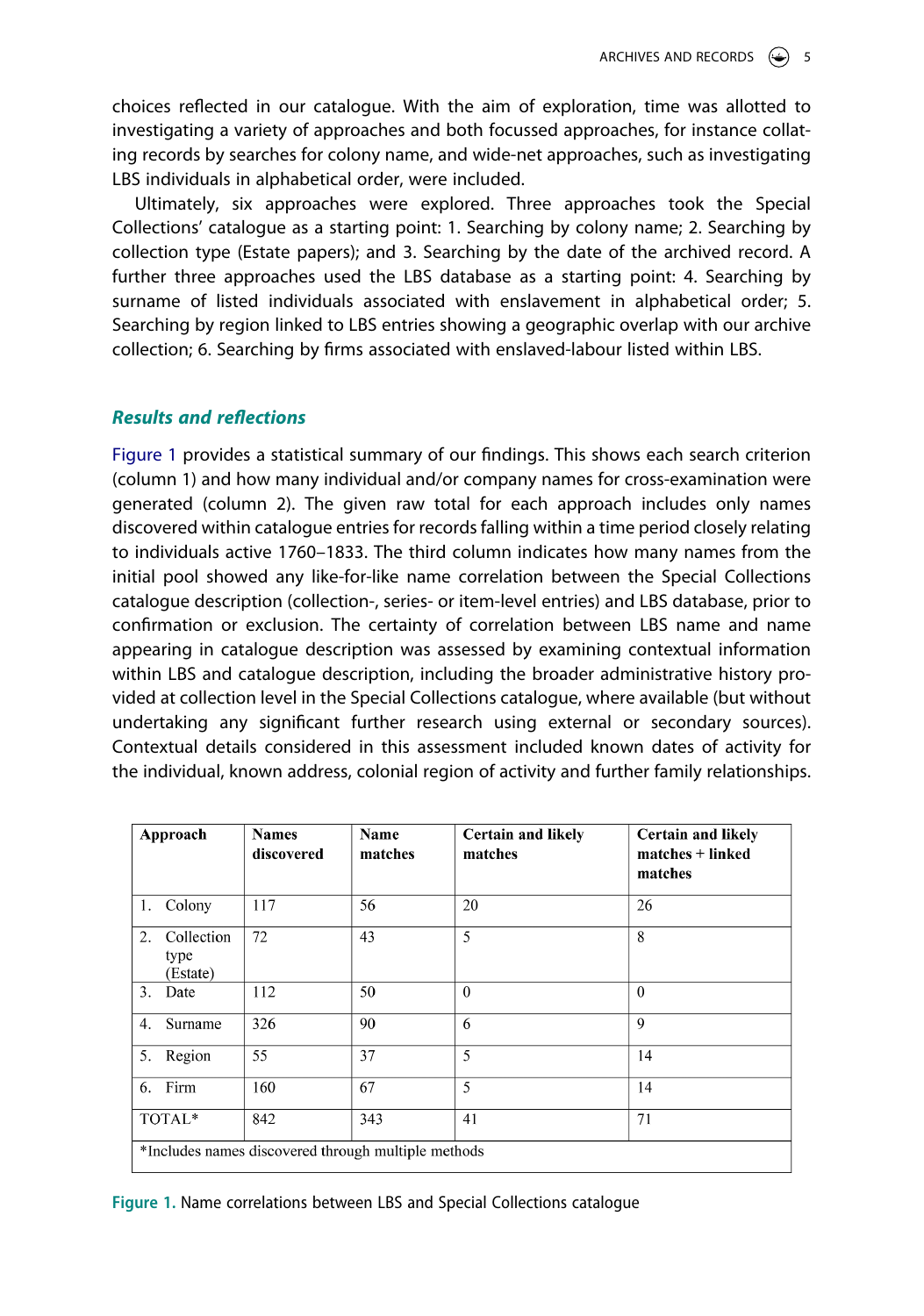choices reflected in our catalogue. With the aim of exploration, time was allotted to investigating a variety of approaches and both focussed approaches, for instance collating records by searches for colony name, and wide-net approaches, such as investigating LBS individuals in alphabetical order, were included.

Ultimately, six approaches were explored. Three approaches took the Special Collections' catalogue as a starting point: 1. Searching by colony name; 2. Searching by collection type (Estate papers); and 3. Searching by the date of the archived record. A further three approaches used the LBS database as a starting point: 4. Searching by surname of listed individuals associated with enslavement in alphabetical order; 5. Searching by region linked to LBS entries showing a geographic overlap with our archive collection; 6. Searching by firms associated with enslaved-labour listed within LBS.

## *Results and reflections*

Figure 1 provides a statistical summary of our findings. This shows each search criterion (column 1) and how many individual and/or company names for cross-examination were generated (column 2). The given raw total for each approach includes only names discovered within catalogue entries for records falling within a time period closely relating to individuals active 1760–1833. The third column indicates how many names from the initial pool showed any like-for-like name correlation between the Special Collections catalogue description (collection-, series- or item-level entries) and LBS database, prior to confirmation or exclusion. The certainty of correlation between LBS name and name appearing in catalogue description was assessed by examining contextual information within LBS and catalogue description, including the broader administrative history provided at collection level in the Special Collections catalogue, where available (but without undertaking any significant further research using external or secondary sources). Contextual details considered in this assessment included known dates of activity for the individual, known address, colonial region of activity and further family relationships.

| Approach | Names discovered | Name matches | Certain and likely matches | Certain and likely matches + linked matches |
|---|---|---|---|---|
| 1. Colony | 117 | 56 | 20 | 26 |
| 2. Collection type (Estate) | 72 | 43 | 5 | 8 |
| 3. Date | 112 | 50 | 0 | 0 |
| 4. Surname | 326 | 90 | 6 | 9 |
| 5. Region | 55 | 37 | 5 | 14 |
| 6. Firm | 160 | 67 | 5 | 14 |
| TOTAL* | 842 | 343 | 41 | 71 |

*Includes names discovered through multiple methods

Figure 1. Name correlations between LBS and Special Collections catalogue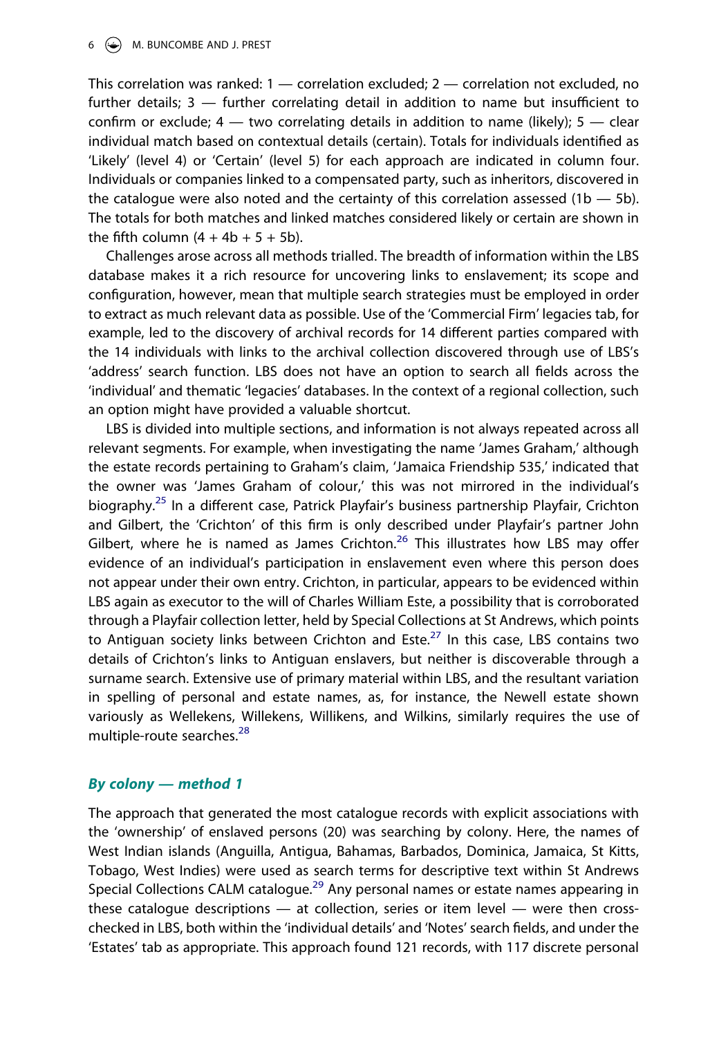This correlation was ranked: 1 — correlation excluded; 2 — correlation not excluded, no further details; 3 — further correlating detail in addition to name but insufficient to confirm or exclude; 4 — two correlating details in addition to name (likely); 5 — clear individual match based on contextual details (certain). Totals for individuals identified as 'Likely' (level 4) or 'Certain' (level 5) for each approach are indicated in column four. Individuals or companies linked to a compensated party, such as inheritors, discovered in the catalogue were also noted and the certainty of this correlation assessed (1b — 5b). The totals for both matches and linked matches considered likely or certain are shown in the fifth column (4 + 4b + 5 + 5b).

Challenges arose across all methods trialled. The breadth of information within the LBS database makes it a rich resource for uncovering links to enslavement; its scope and configuration, however, mean that multiple search strategies must be employed in order to extract as much relevant data as possible. Use of the 'Commercial Firm' legacies tab, for example, led to the discovery of archival records for 14 different parties compared with the 14 individuals with links to the archival collection discovered through use of LBS's 'address' search function. LBS does not have an option to search all fields across the 'individual' and thematic 'legacies' databases. In the context of a regional collection, such an option might have provided a valuable shortcut.

LBS is divided into multiple sections, and information is not always repeated across all relevant segments. For example, when investigating the name 'James Graham,' although the estate records pertaining to Graham's claim, 'Jamaica Friendship 535,' indicated that the owner was 'James Graham of colour,' this was not mirrored in the individual's biography.[25] In a different case, Patrick Playfair's business partnership Playfair, Crichton and Gilbert, the 'Crichton' of this firm is only described under Playfair's partner John Gilbert, where he is named as James Crichton.[26] This illustrates how LBS may offer evidence of an individual's participation in enslavement even where this person does not appear under their own entry. Crichton, in particular, appears to be evidenced within LBS again as executor to the will of Charles William Este, a possibility that is corroborated through a Playfair collection letter, held by Special Collections at St Andrews, which points to Antiguan society links between Crichton and Este.[27] In this case, LBS contains two details of Crichton's links to Antiguan enslavers, but neither is discoverable through a surname search. Extensive use of primary material within LBS, and the resultant variation in spelling of personal and estate names, as, for instance, the Newell estate shown variously as Wellekens, Willekens, Willikens, and Wilkins, similarly requires the use of multiple-route searches.[28]

### *By colony — method 1*

The approach that generated the most catalogue records with explicit associations with the 'ownership' of enslaved persons (20) was searching by colony. Here, the names of West Indian islands (Anguilla, Antigua, Bahamas, Barbados, Dominica, Jamaica, St Kitts, Tobago, West Indies) were used as search terms for descriptive text within St Andrews Special Collections CALM catalogue.[29] Any personal names or estate names appearing in these catalogue descriptions — at collection, series or item level — were then cross-checked in LBS, both within the 'individual details' and 'Notes' search fields, and under the 'Estates' tab as appropriate. This approach found 121 records, with 117 discrete personal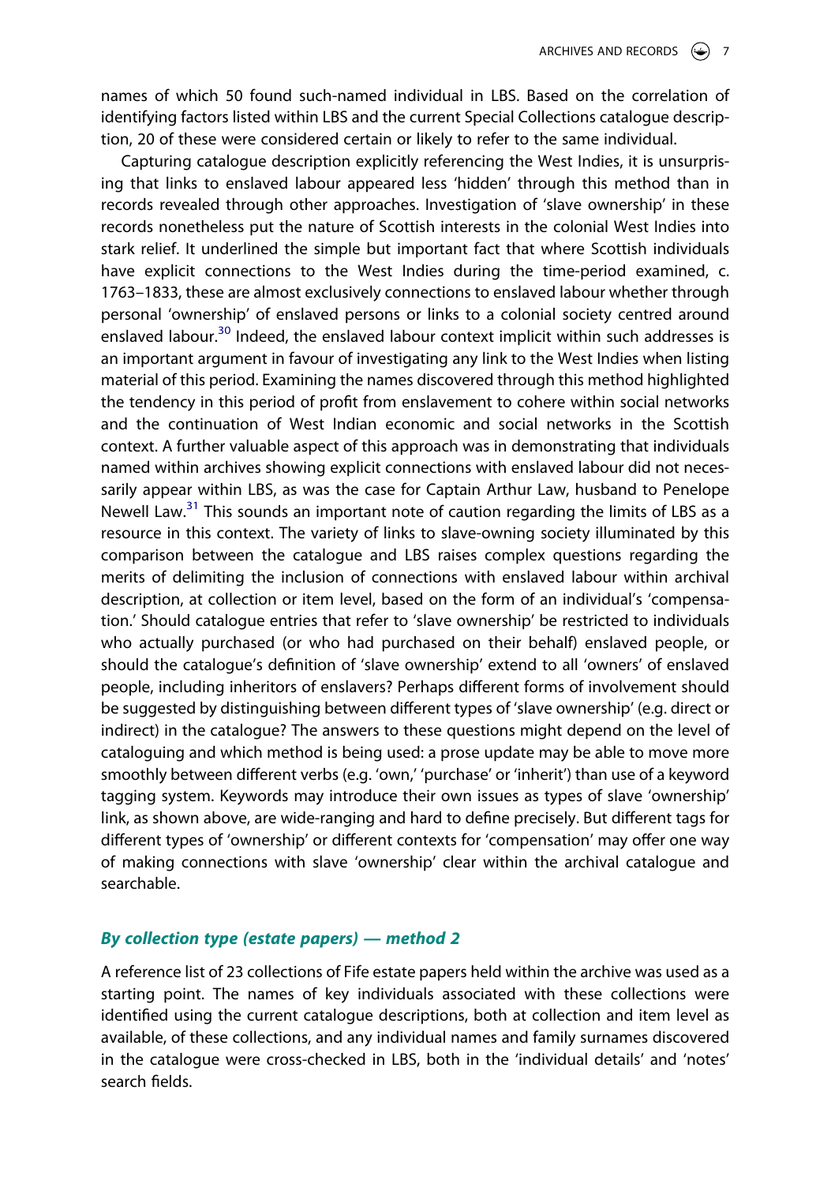names of which 50 found such-named individual in LBS. Based on the correlation of identifying factors listed within LBS and the current Special Collections catalogue description, 20 of these were considered certain or likely to refer to the same individual.

Capturing catalogue description explicitly referencing the West Indies, it is unsurprising that links to enslaved labour appeared less 'hidden' through this method than in records revealed through other approaches. Investigation of 'slave ownership' in these records nonetheless put the nature of Scottish interests in the colonial West Indies into stark relief. It underlined the simple but important fact that where Scottish individuals have explicit connections to the West Indies during the time-period examined, c. 1763–1833, these are almost exclusively connections to enslaved labour whether through personal 'ownership' of enslaved persons or links to a colonial society centred around enslaved labour.[30] Indeed, the enslaved labour context implicit within such addresses is an important argument in favour of investigating any link to the West Indies when listing material of this period. Examining the names discovered through this method highlighted the tendency in this period of profit from enslavement to cohere within social networks and the continuation of West Indian economic and social networks in the Scottish context. A further valuable aspect of this approach was in demonstrating that individuals named within archives showing explicit connections with enslaved labour did not necessarily appear within LBS, as was the case for Captain Arthur Law, husband to Penelope Newell Law.[31] This sounds an important note of caution regarding the limits of LBS as a resource in this context. The variety of links to slave-owning society illuminated by this comparison between the catalogue and LBS raises complex questions regarding the merits of delimiting the inclusion of connections with enslaved labour within archival description, at collection or item level, based on the form of an individual's 'compensation.' Should catalogue entries that refer to 'slave ownership' be restricted to individuals who actually purchased (or who had purchased on their behalf) enslaved people, or should the catalogue's definition of 'slave ownership' extend to all 'owners' of enslaved people, including inheritors of enslavers? Perhaps different forms of involvement should be suggested by distinguishing between different types of 'slave ownership' (e.g. direct or indirect) in the catalogue? The answers to these questions might depend on the level of cataloguing and which method is being used: a prose update may be able to move more smoothly between different verbs (e.g. 'own,' 'purchase' or 'inherit') than use of a keyword tagging system. Keywords may introduce their own issues as types of slave 'ownership' link, as shown above, are wide-ranging and hard to define precisely. But different tags for different types of 'ownership' or different contexts for 'compensation' may offer one way of making connections with slave 'ownership' clear within the archival catalogue and searchable.

### *By collection type (estate papers) — method 2*

A reference list of 23 collections of Fife estate papers held within the archive was used as a starting point. The names of key individuals associated with these collections were identified using the current catalogue descriptions, both at collection and item level as available, of these collections, and any individual names and family surnames discovered in the catalogue were cross-checked in LBS, both in the 'individual details' and 'notes' search fields.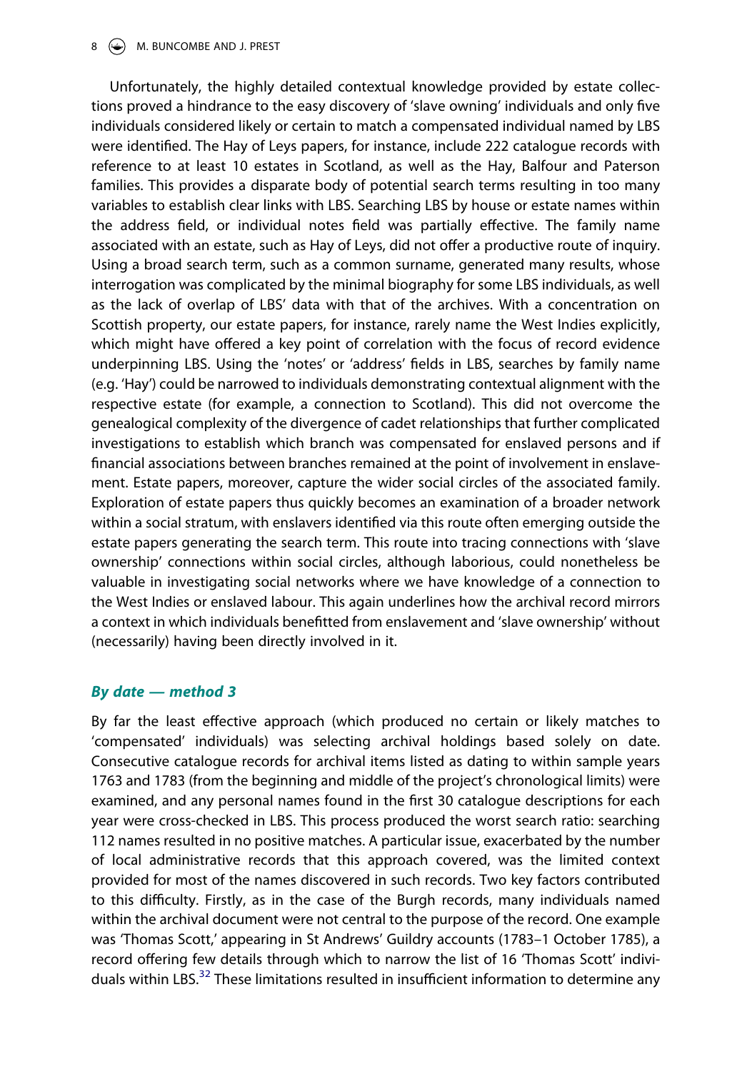Unfortunately, the highly detailed contextual knowledge provided by estate collections proved a hindrance to the easy discovery of 'slave owning' individuals and only five individuals considered likely or certain to match a compensated individual named by LBS were identified. The Hay of Leys papers, for instance, include 222 catalogue records with reference to at least 10 estates in Scotland, as well as the Hay, Balfour and Paterson families. This provides a disparate body of potential search terms resulting in too many variables to establish clear links with LBS. Searching LBS by house or estate names within the address field, or individual notes field was partially effective. The family name associated with an estate, such as Hay of Leys, did not offer a productive route of inquiry. Using a broad search term, such as a common surname, generated many results, whose interrogation was complicated by the minimal biography for some LBS individuals, as well as the lack of overlap of LBS' data with that of the archives. With a concentration on Scottish property, our estate papers, for instance, rarely name the West Indies explicitly, which might have offered a key point of correlation with the focus of record evidence underpinning LBS. Using the 'notes' or 'address' fields in LBS, searches by family name (e.g. 'Hay') could be narrowed to individuals demonstrating contextual alignment with the respective estate (for example, a connection to Scotland). This did not overcome the genealogical complexity of the divergence of cadet relationships that further complicated investigations to establish which branch was compensated for enslaved persons and if financial associations between branches remained at the point of involvement in enslavement. Estate papers, moreover, capture the wider social circles of the associated family. Exploration of estate papers thus quickly becomes an examination of a broader network within a social stratum, with enslavers identified via this route often emerging outside the estate papers generating the search term. This route into tracing connections with 'slave ownership' connections within social circles, although laborious, could nonetheless be valuable in investigating social networks where we have knowledge of a connection to the West Indies or enslaved labour. This again underlines how the archival record mirrors a context in which individuals benefitted from enslavement and 'slave ownership' without (necessarily) having been directly involved in it.

### *By date — method 3*

By far the least effective approach (which produced no certain or likely matches to 'compensated' individuals) was selecting archival holdings based solely on date. Consecutive catalogue records for archival items listed as dating to within sample years 1763 and 1783 (from the beginning and middle of the project's chronological limits) were examined, and any personal names found in the first 30 catalogue descriptions for each year were cross-checked in LBS. This process produced the worst search ratio: searching 112 names resulted in no positive matches. A particular issue, exacerbated by the number of local administrative records that this approach covered, was the limited context provided for most of the names discovered in such records. Two key factors contributed to this difficulty. Firstly, as in the case of the Burgh records, many individuals named within the archival document were not central to the purpose of the record. One example was 'Thomas Scott,' appearing in St Andrews' Guildry accounts (1783–1 October 1785), a record offering few details through which to narrow the list of 16 'Thomas Scott' individuals within LBS.[32] These limitations resulted in insufficient information to determine any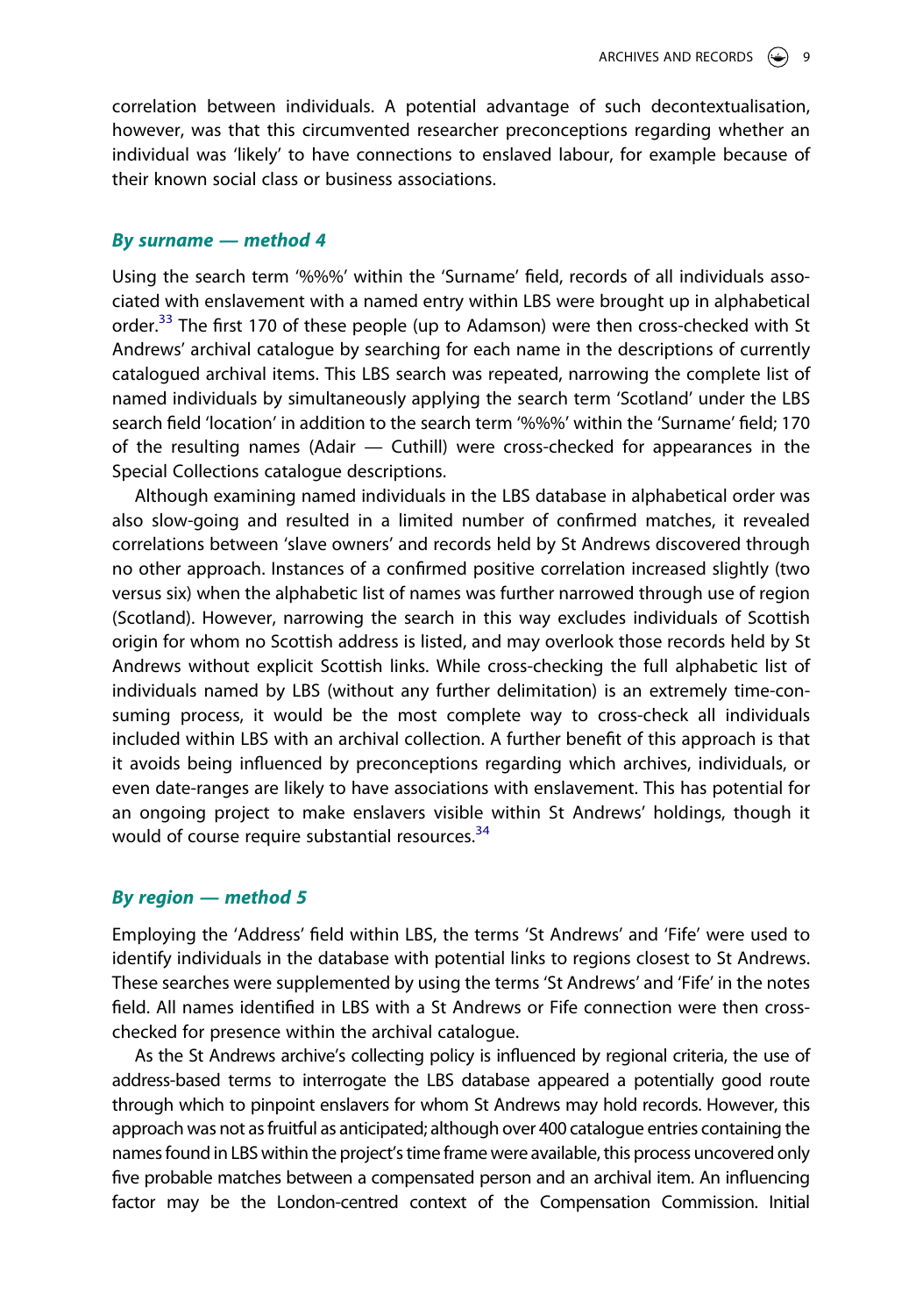correlation between individuals. A potential advantage of such decontextualisation, however, was that this circumvented researcher preconceptions regarding whether an individual was 'likely' to have connections to enslaved labour, for example because of their known social class or business associations.

### *By surname — method 4*

Using the search term '%%%' within the 'Surname' field, records of all individuals associated with enslavement with a named entry within LBS were brought up in alphabetical order.[33] The first 170 of these people (up to Adamson) were then cross-checked with St Andrews' archival catalogue by searching for each name in the descriptions of currently catalogued archival items. This LBS search was repeated, narrowing the complete list of named individuals by simultaneously applying the search term 'Scotland' under the LBS search field 'location' in addition to the search term '%%%' within the 'Surname' field; 170 of the resulting names (Adair — Cuthill) were cross-checked for appearances in the Special Collections catalogue descriptions.

Although examining named individuals in the LBS database in alphabetical order was also slow-going and resulted in a limited number of confirmed matches, it revealed correlations between 'slave owners' and records held by St Andrews discovered through no other approach. Instances of a confirmed positive correlation increased slightly (two versus six) when the alphabetic list of names was further narrowed through use of region (Scotland). However, narrowing the search in this way excludes individuals of Scottish origin for whom no Scottish address is listed, and may overlook those records held by St Andrews without explicit Scottish links. While cross-checking the full alphabetic list of individuals named by LBS (without any further delimitation) is an extremely time-consuming process, it would be the most complete way to cross-check all individuals included within LBS with an archival collection. A further benefit of this approach is that it avoids being influenced by preconceptions regarding which archives, individuals, or even date-ranges are likely to have associations with enslavement. This has potential for an ongoing project to make enslavers visible within St Andrews' holdings, though it would of course require substantial resources.[34]

### *By region — method 5*

Employing the 'Address' field within LBS, the terms 'St Andrews' and 'Fife' were used to identify individuals in the database with potential links to regions closest to St Andrews. These searches were supplemented by using the terms 'St Andrews' and 'Fife' in the notes field. All names identified in LBS with a St Andrews or Fife connection were then cross-checked for presence within the archival catalogue.

As the St Andrews archive's collecting policy is influenced by regional criteria, the use of address-based terms to interrogate the LBS database appeared a potentially good route through which to pinpoint enslavers for whom St Andrews may hold records. However, this approach was not as fruitful as anticipated; although over 400 catalogue entries containing the names found in LBS within the project's time frame were available, this process uncovered only five probable matches between a compensated person and an archival item. An influencing factor may be the London-centred context of the Compensation Commission. Initial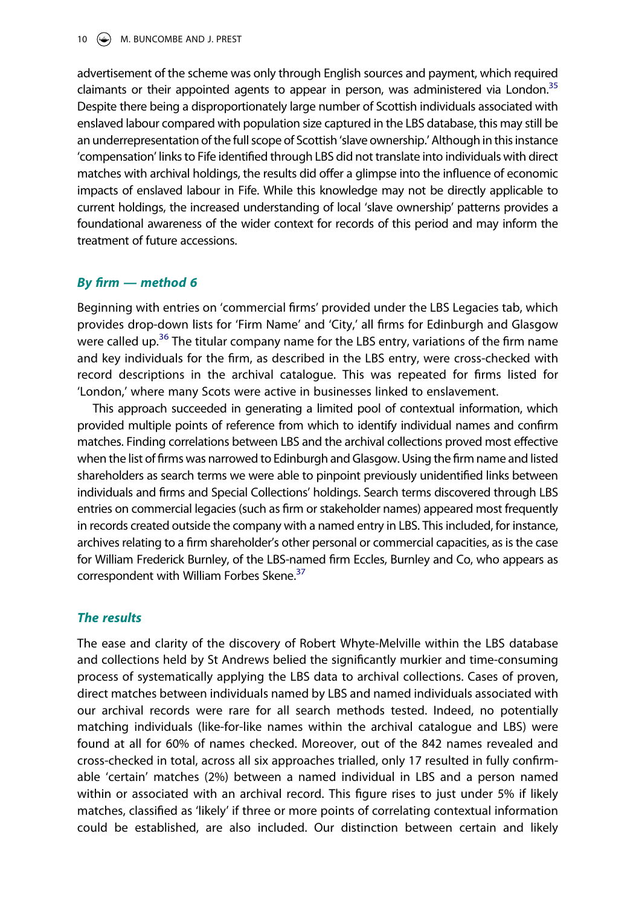advertisement of the scheme was only through English sources and payment, which required claimants or their appointed agents to appear in person, was administered via London.[35] Despite there being a disproportionately large number of Scottish individuals associated with enslaved labour compared with population size captured in the LBS database, this may still be an underrepresentation of the full scope of Scottish 'slave ownership.' Although in this instance 'compensation' links to Fife identified through LBS did not translate into individuals with direct matches with archival holdings, the results did offer a glimpse into the influence of economic impacts of enslaved labour in Fife. While this knowledge may not be directly applicable to current holdings, the increased understanding of local 'slave ownership' patterns provides a foundational awareness of the wider context for records of this period and may inform the treatment of future accessions.

### *By firm — method 6*

Beginning with entries on 'commercial firms' provided under the LBS Legacies tab, which provides drop-down lists for 'Firm Name' and 'City,' all firms for Edinburgh and Glasgow were called up.[36] The titular company name for the LBS entry, variations of the firm name and key individuals for the firm, as described in the LBS entry, were cross-checked with record descriptions in the archival catalogue. This was repeated for firms listed for 'London,' where many Scots were active in businesses linked to enslavement.

This approach succeeded in generating a limited pool of contextual information, which provided multiple points of reference from which to identify individual names and confirm matches. Finding correlations between LBS and the archival collections proved most effective when the list of firms was narrowed to Edinburgh and Glasgow. Using the firm name and listed shareholders as search terms we were able to pinpoint previously unidentified links between individuals and firms and Special Collections' holdings. Search terms discovered through LBS entries on commercial legacies (such as firm or stakeholder names) appeared most frequently in records created outside the company with a named entry in LBS. This included, for instance, archives relating to a firm shareholder's other personal or commercial capacities, as is the case for William Frederick Burnley, of the LBS-named firm Eccles, Burnley and Co, who appears as correspondent with William Forbes Skene.[37]

### *The results*

The ease and clarity of the discovery of Robert Whyte-Melville within the LBS database and collections held by St Andrews belied the significantly murkier and time-consuming process of systematically applying the LBS data to archival collections. Cases of proven, direct matches between individuals named by LBS and named individuals associated with our archival records were rare for all search methods tested. Indeed, no potentially matching individuals (like-for-like names within the archival catalogue and LBS) were found at all for 60% of names checked. Moreover, out of the 842 names revealed and cross-checked in total, across all six approaches trialled, only 17 resulted in fully confirmable 'certain' matches (2%) between a named individual in LBS and a person named within or associated with an archival record. This figure rises to just under 5% if likely matches, classified as 'likely' if three or more points of correlating contextual information could be established, are also included. Our distinction between certain and likely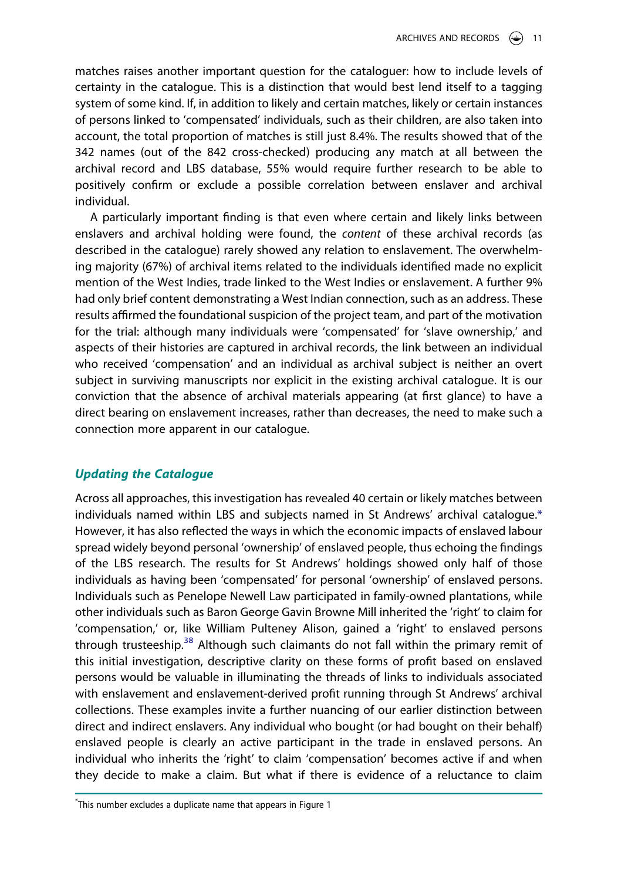matches raises another important question for the cataloguer: how to include levels of certainty in the catalogue. This is a distinction that would best lend itself to a tagging system of some kind. If, in addition to likely and certain matches, likely or certain instances of persons linked to 'compensated' individuals, such as their children, are also taken into account, the total proportion of matches is still just 8.4%. The results showed that of the 342 names (out of the 842 cross-checked) producing any match at all between the archival record and LBS database, 55% would require further research to be able to positively confirm or exclude a possible correlation between enslaver and archival individual.

A particularly important finding is that even where certain and likely links between enslavers and archival holding were found, the *content* of these archival records (as described in the catalogue) rarely showed any relation to enslavement. The overwhelming majority (67%) of archival items related to the individuals identified made no explicit mention of the West Indies, trade linked to the West Indies or enslavement. A further 9% had only brief content demonstrating a West Indian connection, such as an address. These results affirmed the foundational suspicion of the project team, and part of the motivation for the trial: although many individuals were 'compensated' for 'slave ownership,' and aspects of their histories are captured in archival records, the link between an individual who received 'compensation' and an individual as archival subject is neither an overt subject in surviving manuscripts nor explicit in the existing archival catalogue. It is our conviction that the absence of archival materials appearing (at first glance) to have a direct bearing on enslavement increases, rather than decreases, the need to make such a connection more apparent in our catalogue.

## Updating the Catalogue

Across all approaches, this investigation has revealed 40 certain or likely matches between individuals named within LBS and subjects named in St Andrews' archival catalogue.* However, it has also reflected the ways in which the economic impacts of enslaved labour spread widely beyond personal 'ownership' of enslaved people, thus echoing the findings of the LBS research. The results for St Andrews' holdings showed only half of those individuals as having been 'compensated' for personal 'ownership' of enslaved persons. Individuals such as Penelope Newell Law participated in family-owned plantations, while other individuals such as Baron George Gavin Browne Mill inherited the 'right' to claim for 'compensation,' or, like William Pulteney Alison, gained a 'right' to enslaved persons through trusteeship.[38] Although such claimants do not fall within the primary remit of this initial investigation, descriptive clarity on these forms of profit based on enslaved persons would be valuable in illuminating the threads of links to individuals associated with enslavement and enslavement-derived profit running through St Andrews' archival collections. These examples invite a further nuancing of our earlier distinction between direct and indirect enslavers. Any individual who bought (or had bought on their behalf) enslaved people is clearly an active participant in the trade in enslaved persons. An individual who inherits the 'right' to claim 'compensation' becomes active if and when they decide to make a claim. But what if there is evidence of a reluctance to claim

*This number excludes a duplicate name that appears in Figure 1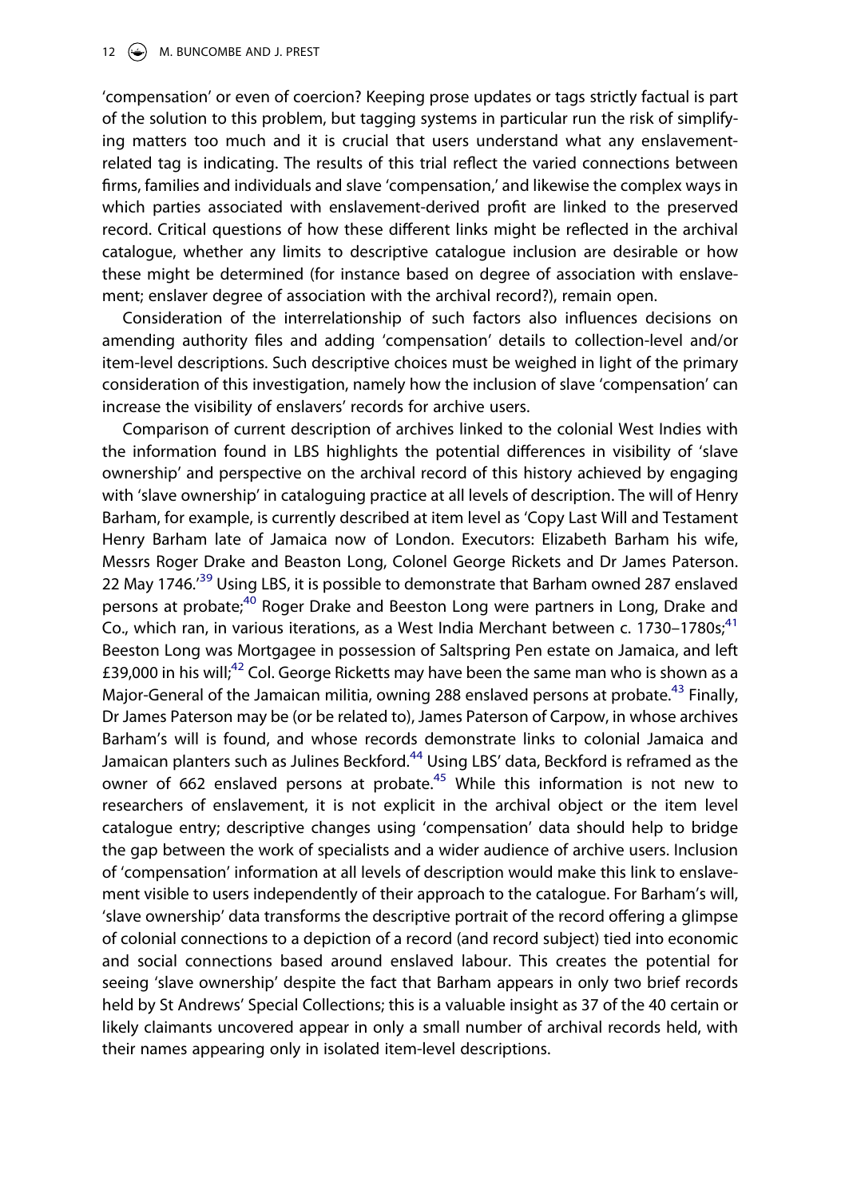'compensation' or even of coercion? Keeping prose updates or tags strictly factual is part of the solution to this problem, but tagging systems in particular run the risk of simplifying matters too much and it is crucial that users understand what any enslavement-related tag is indicating. The results of this trial reflect the varied connections between firms, families and individuals and slave 'compensation,' and likewise the complex ways in which parties associated with enslavement-derived profit are linked to the preserved record. Critical questions of how these different links might be reflected in the archival catalogue, whether any limits to descriptive catalogue inclusion are desirable or how these might be determined (for instance based on degree of association with enslavement; enslaver degree of association with the archival record?), remain open.

Consideration of the interrelationship of such factors also influences decisions on amending authority files and adding 'compensation' details to collection-level and/or item-level descriptions. Such descriptive choices must be weighed in light of the primary consideration of this investigation, namely how the inclusion of slave 'compensation' can increase the visibility of enslavers' records for archive users.

Comparison of current description of archives linked to the colonial West Indies with the information found in LBS highlights the potential differences in visibility of 'slave ownership' and perspective on the archival record of this history achieved by engaging with 'slave ownership' in cataloguing practice at all levels of description. The will of Henry Barham, for example, is currently described at item level as 'Copy Last Will and Testament Henry Barham late of Jamaica now of London. Executors: Elizabeth Barham his wife, Messrs Roger Drake and Beaston Long, Colonel George Rickets and Dr James Paterson. 22 May 1746.'[39] Using LBS, it is possible to demonstrate that Barham owned 287 enslaved persons at probate;[40] Roger Drake and Beeston Long were partners in Long, Drake and Co., which ran, in various iterations, as a West India Merchant between c. 1730–1780s;[41] Beeston Long was Mortgagee in possession of Saltspring Pen estate on Jamaica, and left £39,000 in his will;[42] Col. George Ricketts may have been the same man who is shown as a Major-General of the Jamaican militia, owning 288 enslaved persons at probate.[43] Finally, Dr James Paterson may be (or be related to), James Paterson of Carpow, in whose archives Barham's will is found, and whose records demonstrate links to colonial Jamaica and Jamaican planters such as Julines Beckford.[44] Using LBS' data, Beckford is reframed as the owner of 662 enslaved persons at probate.[45] While this information is not new to researchers of enslavement, it is not explicit in the archival object or the item level catalogue entry; descriptive changes using 'compensation' data should help to bridge the gap between the work of specialists and a wider audience of archive users. Inclusion of 'compensation' information at all levels of description would make this link to enslavement visible to users independently of their approach to the catalogue. For Barham's will, 'slave ownership' data transforms the descriptive portrait of the record offering a glimpse of colonial connections to a depiction of a record (and record subject) tied into economic and social connections based around enslaved labour. This creates the potential for seeing 'slave ownership' despite the fact that Barham appears in only two brief records held by St Andrews' Special Collections; this is a valuable insight as 37 of the 40 certain or likely claimants uncovered appear in only a small number of archival records held, with their names appearing only in isolated item-level descriptions.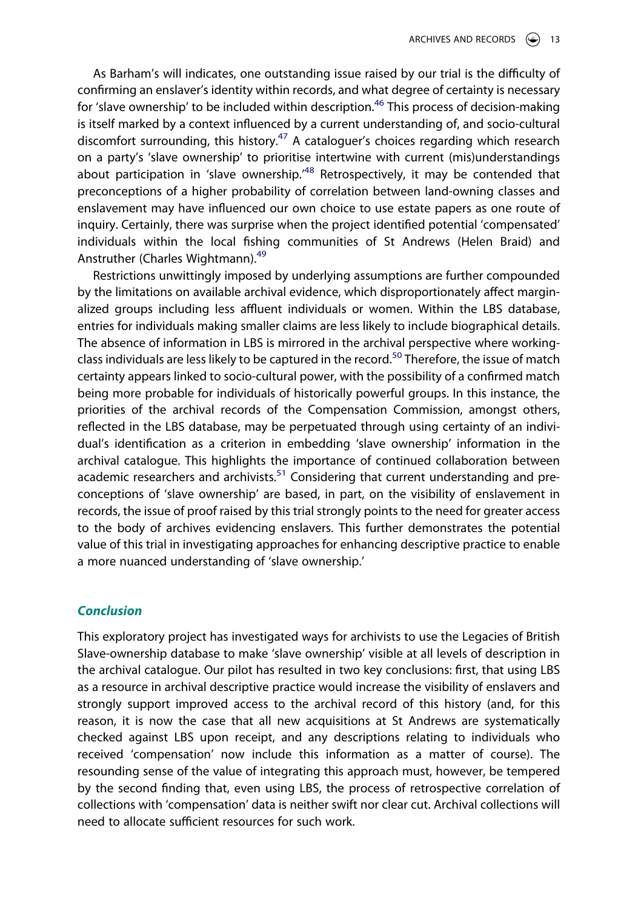As Barham's will indicates, one outstanding issue raised by our trial is the difficulty of confirming an enslaver's identity within records, and what degree of certainty is necessary for 'slave ownership' to be included within description.[46] This process of decision-making is itself marked by a context influenced by a current understanding of, and socio-cultural discomfort surrounding, this history.[47] A cataloguer's choices regarding which research on a party's 'slave ownership' to prioritise intertwine with current (mis)understandings about participation in 'slave ownership.'[48] Retrospectively, it may be contended that preconceptions of a higher probability of correlation between land-owning classes and enslavement may have influenced our own choice to use estate papers as one route of inquiry. Certainly, there was surprise when the project identified potential 'compensated' individuals within the local fishing communities of St Andrews (Helen Braid) and Anstruther (Charles Wightmann).[49]

Restrictions unwittingly imposed by underlying assumptions are further compounded by the limitations on available archival evidence, which disproportionately affect marginalized groups including less affluent individuals or women. Within the LBS database, entries for individuals making smaller claims are less likely to include biographical details. The absence of information in LBS is mirrored in the archival perspective where working-class individuals are less likely to be captured in the record.[50] Therefore, the issue of match certainty appears linked to socio-cultural power, with the possibility of a confirmed match being more probable for individuals of historically powerful groups. In this instance, the priorities of the archival records of the Compensation Commission, amongst others, reflected in the LBS database, may be perpetuated through using certainty of an individual's identification as a criterion in embedding 'slave ownership' information in the archival catalogue. This highlights the importance of continued collaboration between academic researchers and archivists.[51] Considering that current understanding and preconceptions of 'slave ownership' are based, in part, on the visibility of enslavement in records, the issue of proof raised by this trial strongly points to the need for greater access to the body of archives evidencing enslavers. This further demonstrates the potential value of this trial in investigating approaches for enhancing descriptive practice to enable a more nuanced understanding of 'slave ownership.'

## Conclusion

This exploratory project has investigated ways for archivists to use the Legacies of British Slave-ownership database to make 'slave ownership' visible at all levels of description in the archival catalogue. Our pilot has resulted in two key conclusions: first, that using LBS as a resource in archival descriptive practice would increase the visibility of enslavers and strongly support improved access to the archival record of this history (and, for this reason, it is now the case that all new acquisitions at St Andrews are systematically checked against LBS upon receipt, and any descriptions relating to individuals who received 'compensation' now include this information as a matter of course). The resounding sense of the value of integrating this approach must, however, be tempered by the second finding that, even using LBS, the process of retrospective correlation of collections with 'compensation' data is neither swift nor clear cut. Archival collections will need to allocate sufficient resources for such work.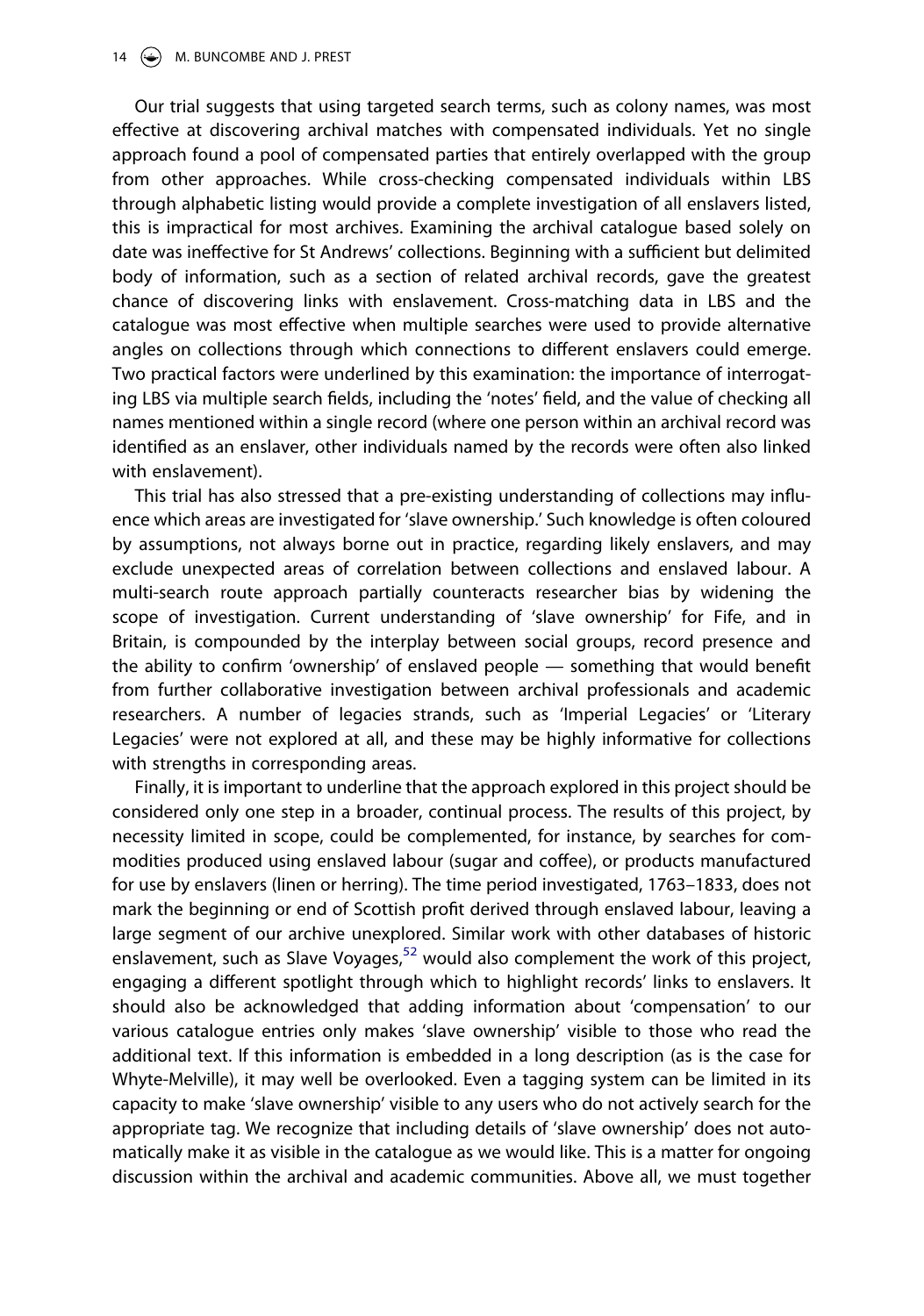Our trial suggests that using targeted search terms, such as colony names, was most effective at discovering archival matches with compensated individuals. Yet no single approach found a pool of compensated parties that entirely overlapped with the group from other approaches. While cross-checking compensated individuals within LBS through alphabetic listing would provide a complete investigation of all enslavers listed, this is impractical for most archives. Examining the archival catalogue based solely on date was ineffective for St Andrews' collections. Beginning with a sufficient but delimited body of information, such as a section of related archival records, gave the greatest chance of discovering links with enslavement. Cross-matching data in LBS and the catalogue was most effective when multiple searches were used to provide alternative angles on collections through which connections to different enslavers could emerge. Two practical factors were underlined by this examination: the importance of interrogating LBS via multiple search fields, including the 'notes' field, and the value of checking all names mentioned within a single record (where one person within an archival record was identified as an enslaver, other individuals named by the records were often also linked with enslavement).

This trial has also stressed that a pre-existing understanding of collections may influence which areas are investigated for 'slave ownership.' Such knowledge is often coloured by assumptions, not always borne out in practice, regarding likely enslavers, and may exclude unexpected areas of correlation between collections and enslaved labour. A multi-search route approach partially counteracts researcher bias by widening the scope of investigation. Current understanding of 'slave ownership' for Fife, and in Britain, is compounded by the interplay between social groups, record presence and the ability to confirm 'ownership' of enslaved people — something that would benefit from further collaborative investigation between archival professionals and academic researchers. A number of legacies strands, such as 'Imperial Legacies' or 'Literary Legacies' were not explored at all, and these may be highly informative for collections with strengths in corresponding areas.

Finally, it is important to underline that the approach explored in this project should be considered only one step in a broader, continual process. The results of this project, by necessity limited in scope, could be complemented, for instance, by searches for commodities produced using enslaved labour (sugar and coffee), or products manufactured for use by enslavers (linen or herring). The time period investigated, 1763–1833, does not mark the beginning or end of Scottish profit derived through enslaved labour, leaving a large segment of our archive unexplored. Similar work with other databases of historic enslavement, such as Slave Voyages,[52] would also complement the work of this project, engaging a different spotlight through which to highlight records' links to enslavers. It should also be acknowledged that adding information about 'compensation' to our various catalogue entries only makes 'slave ownership' visible to those who read the additional text. If this information is embedded in a long description (as is the case for Whyte-Melville), it may well be overlooked. Even a tagging system can be limited in its capacity to make 'slave ownership' visible to any users who do not actively search for the appropriate tag. We recognize that including details of 'slave ownership' does not automatically make it as visible in the catalogue as we would like. This is a matter for ongoing discussion within the archival and academic communities. Above all, we must together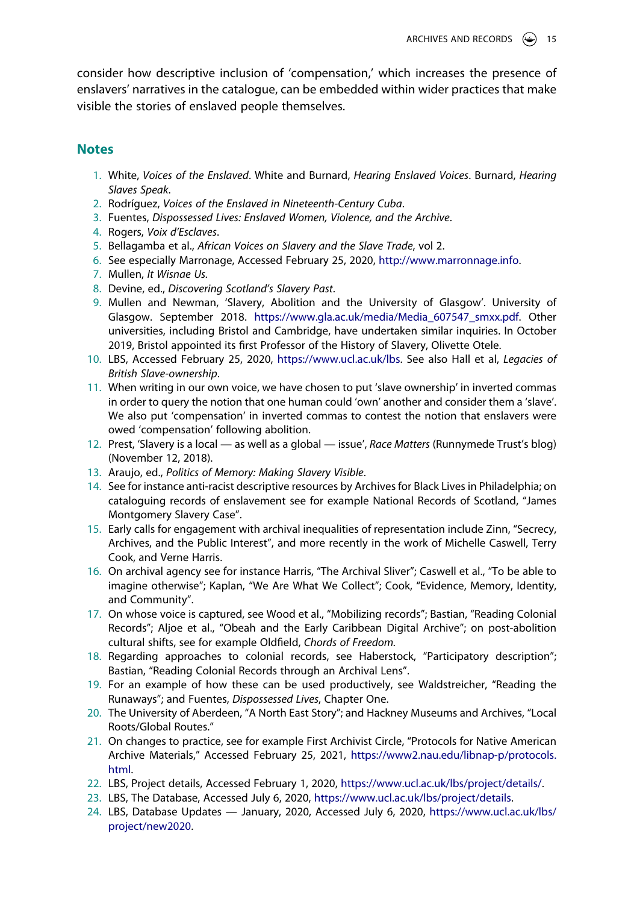consider how descriptive inclusion of 'compensation,' which increases the presence of enslavers' narratives in the catalogue, can be embedded within wider practices that make visible the stories of enslaved people themselves.

## Notes

1. White, *Voices of the Enslaved*. White and Burnard, *Hearing Enslaved Voices*. Burnard, *Hearing Slaves Speak*.
2. Rodríguez, *Voices of the Enslaved in Nineteenth-Century Cuba*.
3. Fuentes, *Dispossessed Lives: Enslaved Women, Violence, and the Archive*.
4. Rogers, *Voix d'Esclaves*.
5. Bellagamba et al., *African Voices on Slavery and the Slave Trade*, vol 2.
6. See especially Marronage, Accessed February 25, 2020, http://www.marronnage.info.
7. Mullen, *It Wisnae Us.*
8. Devine, ed., *Discovering Scotland's Slavery Past*.
9. Mullen and Newman, 'Slavery, Abolition and the University of Glasgow'. University of Glasgow. September 2018. https://www.gla.ac.uk/media/Media_607547_smxx.pdf. Other universities, including Bristol and Cambridge, have undertaken similar inquiries. In October 2019, Bristol appointed its first Professor of the History of Slavery, Olivette Otele.
10. LBS, Accessed February 25, 2020, https://www.ucl.ac.uk/lbs. See also Hall et al, *Legacies of British Slave-ownership*.
11. When writing in our own voice, we have chosen to put 'slave ownership' in inverted commas in order to query the notion that one human could 'own' another and consider them a 'slave'. We also put 'compensation' in inverted commas to contest the notion that enslavers were owed 'compensation' following abolition.
12. Prest, 'Slavery is a local — as well as a global — issue', *Race Matters* (Runnymede Trust's blog) (November 12, 2018).
13. Araujo, ed., *Politics of Memory: Making Slavery Visible*.
14. See for instance anti-racist descriptive resources by Archives for Black Lives in Philadelphia; on cataloguing records of enslavement see for example National Records of Scotland, "James Montgomery Slavery Case".
15. Early calls for engagement with archival inequalities of representation include Zinn, "Secrecy, Archives, and the Public Interest", and more recently in the work of Michelle Caswell, Terry Cook, and Verne Harris.
16. On archival agency see for instance Harris, "The Archival Sliver"; Caswell et al., "To be able to imagine otherwise"; Kaplan, "We Are What We Collect"; Cook, "Evidence, Memory, Identity, and Community".
17. On whose voice is captured, see Wood et al., "Mobilizing records"; Bastian, "Reading Colonial Records"; Aljoe et al., "Obeah and the Early Caribbean Digital Archive"; on post-abolition cultural shifts, see for example Oldfield, *Chords of Freedom.*
18. Regarding approaches to colonial records, see Haberstock, "Participatory description"; Bastian, "Reading Colonial Records through an Archival Lens".
19. For an example of how these can be used productively, see Waldstreicher, "Reading the Runaways"; and Fuentes, *Dispossessed Lives*, Chapter One.
20. The University of Aberdeen, "A North East Story"; and Hackney Museums and Archives, "Local Roots/Global Routes."
21. On changes to practice, see for example First Archivist Circle, "Protocols for Native American Archive Materials," Accessed February 25, 2021, https://www2.nau.edu/libnap-p/protocols.html.
22. LBS, Project details, Accessed February 1, 2020, https://www.ucl.ac.uk/lbs/project/details/.
23. LBS, The Database, Accessed July 6, 2020, https://www.ucl.ac.uk/lbs/project/details.
24. LBS, Database Updates — January, 2020, Accessed July 6, 2020, https://www.ucl.ac.uk/lbs/project/new2020.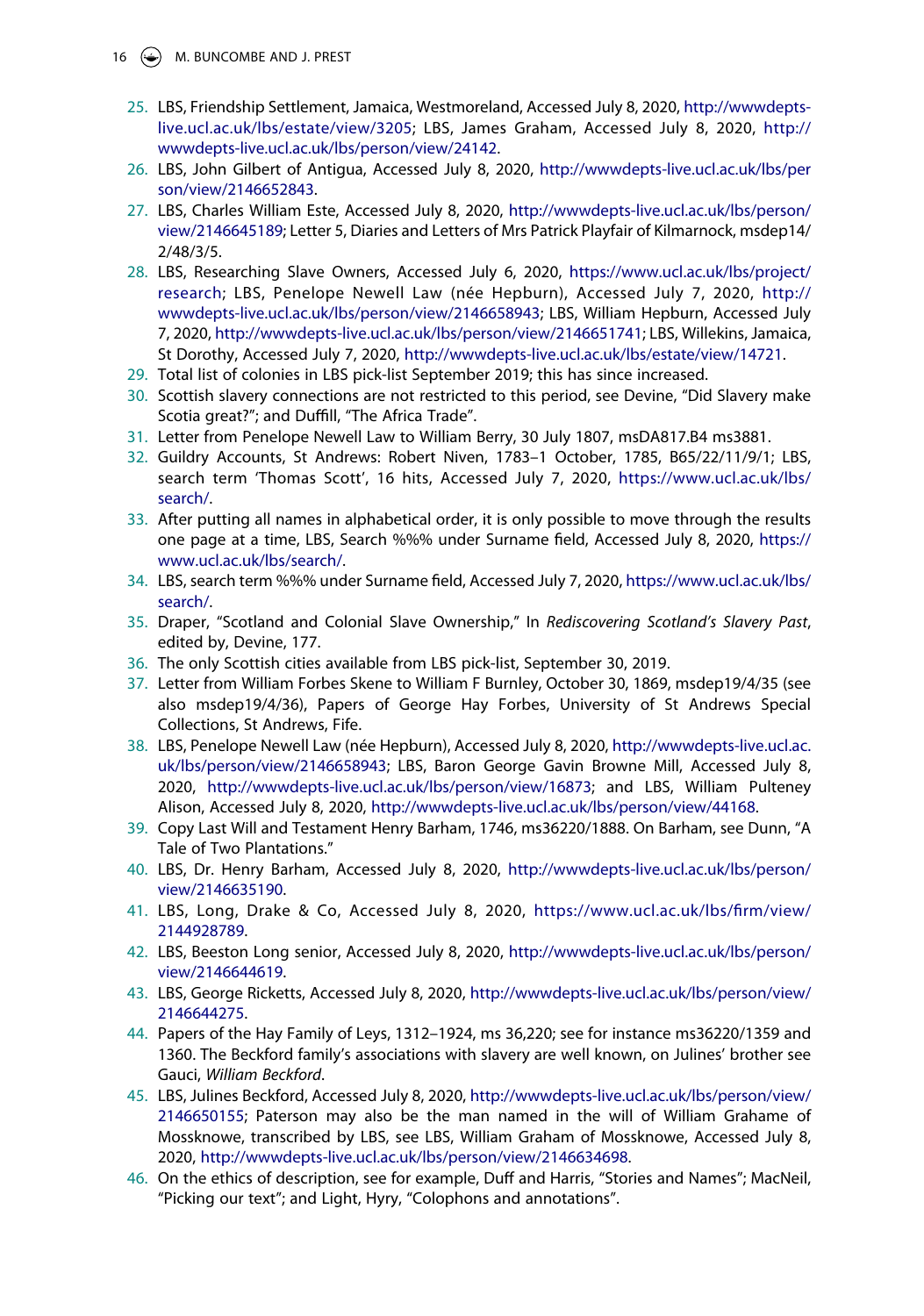25. LBS, Friendship Settlement, Jamaica, Westmoreland, Accessed July 8, 2020, http://wwwdepts-live.ucl.ac.uk/lbs/estate/view/3205; LBS, James Graham, Accessed July 8, 2020, http://wwwdepts-live.ucl.ac.uk/lbs/person/view/24142.
26. LBS, John Gilbert of Antigua, Accessed July 8, 2020, http://wwwdepts-live.ucl.ac.uk/lbs/person/view/2146652843.
27. LBS, Charles William Este, Accessed July 8, 2020, http://wwwdepts-live.ucl.ac.uk/lbs/person/view/2146645189; Letter 5, Diaries and Letters of Mrs Patrick Playfair of Kilmarnock, msdep14/2/48/3/5.
28. LBS, Researching Slave Owners, Accessed July 6, 2020, https://www.ucl.ac.uk/lbs/project/research; LBS, Penelope Newell Law (née Hepburn), Accessed July 7, 2020, http://wwwdepts-live.ucl.ac.uk/lbs/person/view/2146658943; LBS, William Hepburn, Accessed July 7, 2020, http://wwwdepts-live.ucl.ac.uk/lbs/person/view/2146651741; LBS, Willekins, Jamaica, St Dorothy, Accessed July 7, 2020, http://wwwdepts-live.ucl.ac.uk/lbs/estate/view/14721.
29. Total list of colonies in LBS pick-list September 2019; this has since increased.
30. Scottish slavery connections are not restricted to this period, see Devine, "Did Slavery make Scotia great?"; and Duffill, "The Africa Trade".
31. Letter from Penelope Newell Law to William Berry, 30 July 1807, msDA817.B4 ms3881.
32. Guildry Accounts, St Andrews: Robert Niven, 1783–1 October, 1785, B65/22/11/9/1; LBS, search term 'Thomas Scott', 16 hits, Accessed July 7, 2020, https://www.ucl.ac.uk/lbs/search/.
33. After putting all names in alphabetical order, it is only possible to move through the results one page at a time, LBS, Search %%% under Surname field, Accessed July 8, 2020, https://www.ucl.ac.uk/lbs/search/.
34. LBS, search term %%% under Surname field, Accessed July 7, 2020, https://www.ucl.ac.uk/lbs/search/.
35. Draper, "Scotland and Colonial Slave Ownership," In *Rediscovering Scotland's Slavery Past*, edited by, Devine, 177.
36. The only Scottish cities available from LBS pick-list, September 30, 2019.
37. Letter from William Forbes Skene to William F Burnley, October 30, 1869, msdep19/4/35 (see also msdep19/4/36), Papers of George Hay Forbes, University of St Andrews Special Collections, St Andrews, Fife.
38. LBS, Penelope Newell Law (née Hepburn), Accessed July 8, 2020, http://wwwdepts-live.ucl.ac.uk/lbs/person/view/2146658943; LBS, Baron George Gavin Browne Mill, Accessed July 8, 2020, http://wwwdepts-live.ucl.ac.uk/lbs/person/view/16873; and LBS, William Pulteney Alison, Accessed July 8, 2020, http://wwwdepts-live.ucl.ac.uk/lbs/person/view/44168.
39. Copy Last Will and Testament Henry Barham, 1746, ms36220/1888. On Barham, see Dunn, "A Tale of Two Plantations."
40. LBS, Dr. Henry Barham, Accessed July 8, 2020, http://wwwdepts-live.ucl.ac.uk/lbs/person/view/2146635190.
41. LBS, Long, Drake & Co, Accessed July 8, 2020, https://www.ucl.ac.uk/lbs/firm/view/2144928789.
42. LBS, Beeston Long senior, Accessed July 8, 2020, http://wwwdepts-live.ucl.ac.uk/lbs/person/view/2146644619.
43. LBS, George Ricketts, Accessed July 8, 2020, http://wwwdepts-live.ucl.ac.uk/lbs/person/view/2146644275.
44. Papers of the Hay Family of Leys, 1312–1924, ms 36,220; see for instance ms36220/1359 and 1360. The Beckford family's associations with slavery are well known, on Julines' brother see Gauci, *William Beckford*.
45. LBS, Julines Beckford, Accessed July 8, 2020, http://wwwdepts-live.ucl.ac.uk/lbs/person/view/2146650155; Paterson may also be the man named in the will of William Grahame of Mossknowe, transcribed by LBS, see LBS, William Graham of Mossknowe, Accessed July 8, 2020, http://wwwdepts-live.ucl.ac.uk/lbs/person/view/2146634698.
46. On the ethics of description, see for example, Duff and Harris, "Stories and Names"; MacNeil, "Picking our text"; and Light, Hyry, "Colophons and annotations".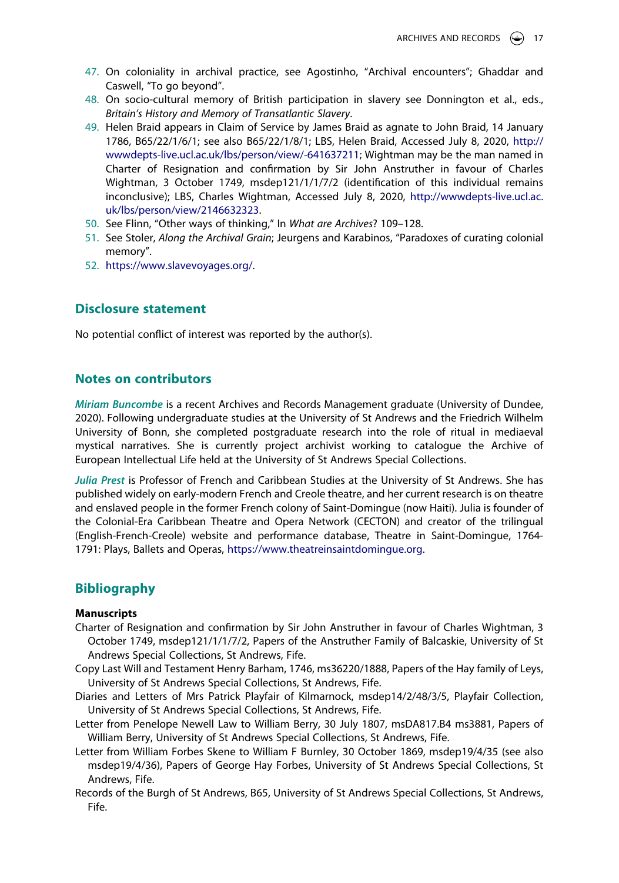47. On coloniality in archival practice, see Agostinho, "Archival encounters"; Ghaddar and Caswell, "To go beyond".
48. On socio-cultural memory of British participation in slavery see Donnington et al., eds., *Britain's History and Memory of Transatlantic Slavery*.
49. Helen Braid appears in Claim of Service by James Braid as agnate to John Braid, 14 January 1786, B65/22/1/6/1; see also B65/22/1/8/1; LBS, Helen Braid, Accessed July 8, 2020, http://wwwdepts-live.ucl.ac.uk/lbs/person/view/-641637211; Wightman may be the man named in Charter of Resignation and confirmation by Sir John Anstruther in favour of Charles Wightman, 3 October 1749, msdep121/1/1/7/2 (identification of this individual remains inconclusive); LBS, Charles Wightman, Accessed July 8, 2020, http://wwwdepts-live.ucl.ac.uk/lbs/person/view/2146632323.
50. See Flinn, "Other ways of thinking," In *What are Archives*? 109–128.
51. See Stoler, *Along the Archival Grain*; Jeurgens and Karabinos, "Paradoxes of curating colonial memory".
52. https://www.slavevoyages.org/.

## Disclosure statement

No potential conflict of interest was reported by the author(s).

## Notes on contributors

***Miriam Buncombe*** is a recent Archives and Records Management graduate (University of Dundee, 2020). Following undergraduate studies at the University of St Andrews and the Friedrich Wilhelm University of Bonn, she completed postgraduate research into the role of ritual in mediaeval mystical narratives. She is currently project archivist working to catalogue the Archive of European Intellectual Life held at the University of St Andrews Special Collections.

***Julia Prest*** is Professor of French and Caribbean Studies at the University of St Andrews. She has published widely on early-modern French and Creole theatre, and her current research is on theatre and enslaved people in the former French colony of Saint-Domingue (now Haiti). Julia is founder of the Colonial-Era Caribbean Theatre and Opera Network (CECTON) and creator of the trilingual (English-French-Creole) website and performance database, Theatre in Saint-Domingue, 1764-1791: Plays, Ballets and Operas, https://www.theatreinsaintdomingue.org.

## Bibliography

### Manuscripts

Charter of Resignation and confirmation by Sir John Anstruther in favour of Charles Wightman, 3 October 1749, msdep121/1/1/7/2, Papers of the Anstruther Family of Balcaskie, University of St Andrews Special Collections, St Andrews, Fife.

Copy Last Will and Testament Henry Barham, 1746, ms36220/1888, Papers of the Hay family of Leys, University of St Andrews Special Collections, St Andrews, Fife.

Diaries and Letters of Mrs Patrick Playfair of Kilmarnock, msdep14/2/48/3/5, Playfair Collection, University of St Andrews Special Collections, St Andrews, Fife.

Letter from Penelope Newell Law to William Berry, 30 July 1807, msDA817.B4 ms3881, Papers of William Berry, University of St Andrews Special Collections, St Andrews, Fife.

Letter from William Forbes Skene to William F Burnley, 30 October 1869, msdep19/4/35 (see also msdep19/4/36), Papers of George Hay Forbes, University of St Andrews Special Collections, St Andrews, Fife.

Records of the Burgh of St Andrews, B65, University of St Andrews Special Collections, St Andrews, Fife.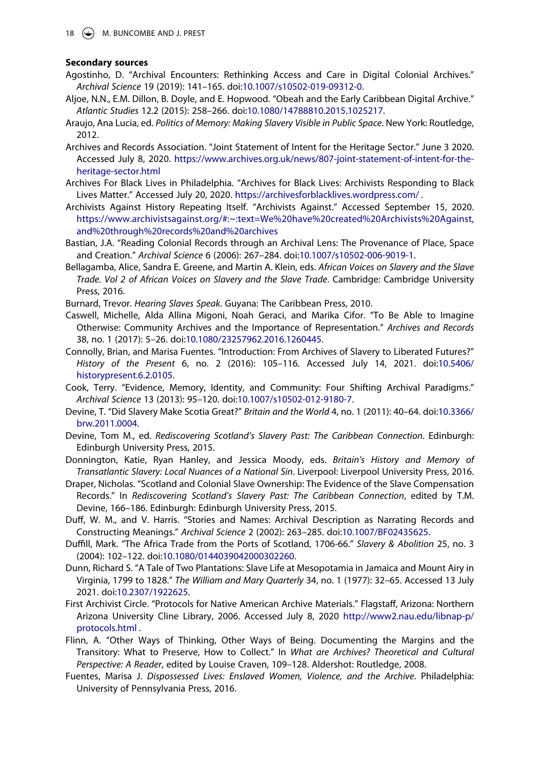### Secondary sources

Agostinho, D. "Archival Encounters: Rethinking Access and Care in Digital Colonial Archives." *Archival Science* 19 (2019): 141–165. doi:10.1007/s10502-019-09312-0.

Aljoe, N.N., E.M. Dillon, B. Doyle, and E. Hopwood. "Obeah and the Early Caribbean Digital Archive." *Atlantic Studies* 12.2 (2015): 258–266. doi:10.1080/14788810.2015.1025217.

Araujo, Ana Lucia, ed. *Politics of Memory: Making Slavery Visible in Public Space*. New York: Routledge, 2012.

Archives and Records Association. "Joint Statement of Intent for the Heritage Sector." June 3 2020. Accessed July 8, 2020. https://www.archives.org.uk/news/807-joint-statement-of-intent-for-the-heritage-sector.html

Archives For Black Lives in Philadelphia. "Archives for Black Lives: Archivists Responding to Black Lives Matter." Accessed July 20, 2020. https://archivesforblacklives.wordpress.com/ .

Archivists Against History Repeating Itself. "Archivists Against." Accessed September 15, 2020. https://www.archivistsagainst.org/#:~:text=We%20have%20created%20Archivists%20Against,and%20through%20records%20and%20archives

Bastian, J.A. "Reading Colonial Records through an Archival Lens: The Provenance of Place, Space and Creation." *Archival Science* 6 (2006): 267–284. doi:10.1007/s10502-006-9019-1.

Bellagamba, Alice, Sandra E. Greene, and Martin A. Klein, eds. *African Voices on Slavery and the Slave Trade. Vol 2 of African Voices on Slavery and the Slave Trade*. Cambridge: Cambridge University Press, 2016.

Burnard, Trevor. *Hearing Slaves Speak*. Guyana: The Caribbean Press, 2010.

Caswell, Michelle, Alda Allina Migoni, Noah Geraci, and Marika Cifor. "To Be Able to Imagine Otherwise: Community Archives and the Importance of Representation." *Archives and Records* 38, no. 1 (2017): 5–26. doi:10.1080/23257962.2016.1260445.

Connolly, Brian, and Marisa Fuentes. "Introduction: From Archives of Slavery to Liberated Futures?" *History of the Present* 6, no. 2 (2016): 105–116. Accessed July 14, 2021. doi:10.5406/historypresent.6.2.0105.

Cook, Terry. "Evidence, Memory, Identity, and Community: Four Shifting Archival Paradigms." *Archival Science* 13 (2013): 95–120. doi:10.1007/s10502-012-9180-7.

Devine, T. "Did Slavery Make Scotia Great?" *Britain and the World* 4, no. 1 (2011): 40–64. doi:10.3366/brw.2011.0004.

Devine, Tom M., ed. *Rediscovering Scotland's Slavery Past: The Caribbean Connection*. Edinburgh: Edinburgh University Press, 2015.

Donnington, Katie, Ryan Hanley, and Jessica Moody, eds. *Britain's History and Memory of Transatlantic Slavery: Local Nuances of a National Sin*. Liverpool: Liverpool University Press, 2016.

Draper, Nicholas. "Scotland and Colonial Slave Ownership: The Evidence of the Slave Compensation Records." In *Rediscovering Scotland's Slavery Past: The Caribbean Connection*, edited by T.M. Devine, 166–186. Edinburgh: Edinburgh University Press, 2015.

Duff, W. M., and V. Harris. "Stories and Names: Archival Description as Narrating Records and Constructing Meanings." *Archival Science* 2 (2002): 263–285. doi:10.1007/BF02435625.

Duffill, Mark. "The Africa Trade from the Ports of Scotland, 1706-66." *Slavery & Abolition* 25, no. 3 (2004): 102–122. doi:10.1080/0144039042000302260.

Dunn, Richard S. "A Tale of Two Plantations: Slave Life at Mesopotamia in Jamaica and Mount Airy in Virginia, 1799 to 1828." *The William and Mary Quarterly* 34, no. 1 (1977): 32–65. Accessed 13 July 2021. doi:10.2307/1922625.

First Archivist Circle. "Protocols for Native American Archive Materials." Flagstaff, Arizona: Northern Arizona University Cline Library, 2006. Accessed July 8, 2020 http://www2.nau.edu/libnap-p/protocols.html .

Flinn, A. "Other Ways of Thinking, Other Ways of Being. Documenting the Margins and the Transitory: What to Preserve, How to Collect." In *What are Archives? Theoretical and Cultural Perspective: A Reader*, edited by Louise Craven, 109–128. Aldershot: Routledge, 2008.

Fuentes, Marisa J. *Dispossessed Lives: Enslaved Women, Violence, and the Archive*. Philadelphia: University of Pennsylvania Press, 2016.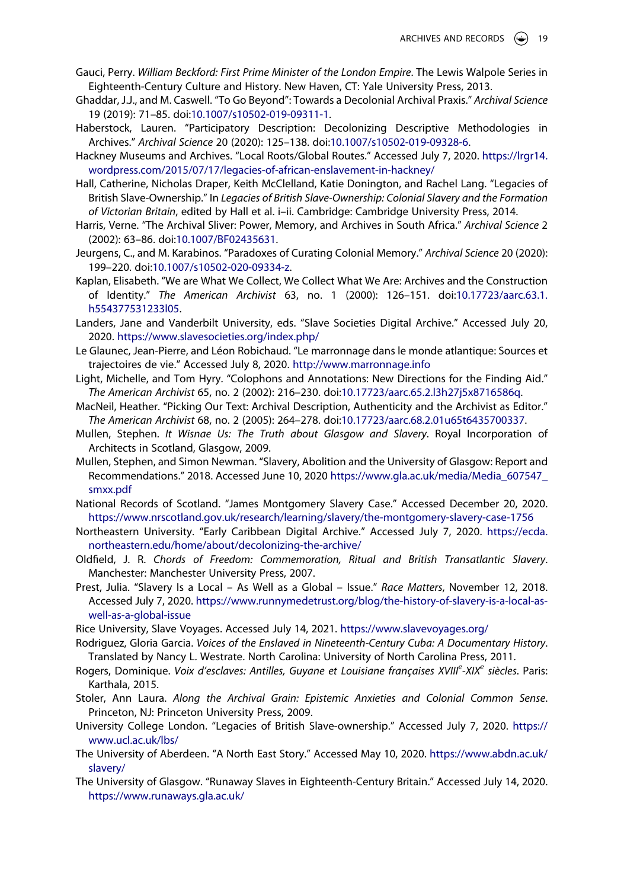Gauci, Perry. *William Beckford: First Prime Minister of the London Empire*. The Lewis Walpole Series in Eighteenth-Century Culture and History. New Haven, CT: Yale University Press, 2013.

Ghaddar, J.J., and M. Caswell. "To Go Beyond": Towards a Decolonial Archival Praxis." *Archival Science* 19 (2019): 71–85. doi:10.1007/s10502-019-09311-1.

Haberstock, Lauren. "Participatory Description: Decolonizing Descriptive Methodologies in Archives." *Archival Science* 20 (2020): 125–138. doi:10.1007/s10502-019-09328-6.

Hackney Museums and Archives. "Local Roots/Global Routes." Accessed July 7, 2020. https://lrgr14.wordpress.com/2015/07/17/legacies-of-african-enslavement-in-hackney/

Hall, Catherine, Nicholas Draper, Keith McClelland, Katie Donington, and Rachel Lang. "Legacies of British Slave-Ownership." In *Legacies of British Slave-Ownership: Colonial Slavery and the Formation of Victorian Britain*, edited by Hall et al. i–ii. Cambridge: Cambridge University Press, 2014.

Harris, Verne. "The Archival Sliver: Power, Memory, and Archives in South Africa." *Archival Science* 2 (2002): 63–86. doi:10.1007/BF02435631.

Jeurgens, C., and M. Karabinos. "Paradoxes of Curating Colonial Memory." *Archival Science* 20 (2020): 199–220. doi:10.1007/s10502-020-09334-z.

Kaplan, Elisabeth. "We are What We Collect, We Collect What We Are: Archives and the Construction of Identity." *The American Archivist* 63, no. 1 (2000): 126–151. doi:10.17723/aarc.63.1.h554377531233l05.

Landers, Jane and Vanderbilt University, eds. "Slave Societies Digital Archive." Accessed July 20, 2020. https://www.slavesocieties.org/index.php/

Le Glaunec, Jean-Pierre, and Léon Robichaud. "Le marronnage dans le monde atlantique: Sources et trajectoires de vie." Accessed July 8, 2020. http://www.marronnage.info

Light, Michelle, and Tom Hyry. "Colophons and Annotations: New Directions for the Finding Aid." *The American Archivist* 65, no. 2 (2002): 216–230. doi:10.17723/aarc.65.2.l3h27j5x8716586q.

MacNeil, Heather. "Picking Our Text: Archival Description, Authenticity and the Archivist as Editor." *The American Archivist* 68, no. 2 (2005): 264–278. doi:10.17723/aarc.68.2.01u65t6435700337.

Mullen, Stephen. *It Wisnae Us: The Truth about Glasgow and Slavery*. Royal Incorporation of Architects in Scotland, Glasgow, 2009.

Mullen, Stephen, and Simon Newman. "Slavery, Abolition and the University of Glasgow: Report and Recommendations." 2018. Accessed June 10, 2020 https://www.gla.ac.uk/media/Media_607547_smxx.pdf

National Records of Scotland. "James Montgomery Slavery Case." Accessed December 20, 2020. https://www.nrscotland.gov.uk/research/learning/slavery/the-montgomery-slavery-case-1756

Northeastern University. "Early Caribbean Digital Archive." Accessed July 7, 2020. https://ecda.northeastern.edu/home/about/decolonizing-the-archive/

Oldfield, J. R. *Chords of Freedom: Commemoration, Ritual and British Transatlantic Slavery*. Manchester: Manchester University Press, 2007.

Prest, Julia. "Slavery Is a Local – As Well as a Global – Issue." *Race Matters*, November 12, 2018. Accessed July 7, 2020. https://www.runnymedetrust.org/blog/the-history-of-slavery-is-a-local-as-well-as-a-global-issue

Rice University, Slave Voyages. Accessed July 14, 2021. https://www.slavevoyages.org/

Rodriguez, Gloria Garcia. *Voices of the Enslaved in Nineteenth-Century Cuba: A Documentary History*. Translated by Nancy L. Westrate. North Carolina: University of North Carolina Press, 2011.

Rogers, Dominique. *Voix d'esclaves: Antilles, Guyane et Louisiane françaises XVIII[e]-XIX[e] siècles*. Paris: Karthala, 2015.

Stoler, Ann Laura. *Along the Archival Grain: Epistemic Anxieties and Colonial Common Sense*. Princeton, NJ: Princeton University Press, 2009.

University College London. "Legacies of British Slave-ownership." Accessed July 7, 2020. https://www.ucl.ac.uk/lbs/

The University of Aberdeen. "A North East Story." Accessed May 10, 2020. https://www.abdn.ac.uk/slavery/

The University of Glasgow. "Runaway Slaves in Eighteenth-Century Britain." Accessed July 14, 2020. https://www.runaways.gla.ac.uk/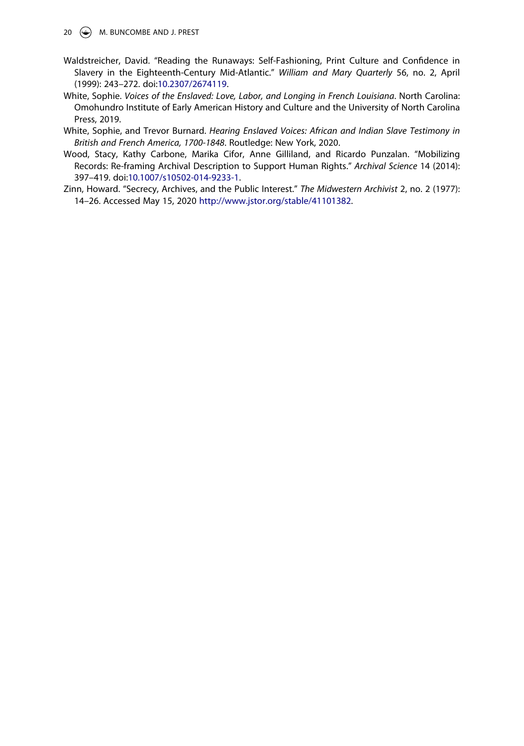Waldstreicher, David. "Reading the Runaways: Self-Fashioning, Print Culture and Confidence in Slavery in the Eighteenth-Century Mid-Atlantic." *William and Mary Quarterly* 56, no. 2, April (1999): 243–272. doi:10.2307/2674119.

White, Sophie. *Voices of the Enslaved: Love, Labor, and Longing in French Louisiana*. North Carolina: Omohundro Institute of Early American History and Culture and the University of North Carolina Press, 2019.

White, Sophie, and Trevor Burnard. *Hearing Enslaved Voices: African and Indian Slave Testimony in British and French America, 1700-1848*. Routledge: New York, 2020.

Wood, Stacy, Kathy Carbone, Marika Cifor, Anne Gilliland, and Ricardo Punzalan. "Mobilizing Records: Re-framing Archival Description to Support Human Rights." *Archival Science* 14 (2014): 397–419. doi:10.1007/s10502-014-9233-1.

Zinn, Howard. "Secrecy, Archives, and the Public Interest." *The Midwestern Archivist* 2, no. 2 (1977): 14–26. Accessed May 15, 2020 http://www.jstor.org/stable/41101382.